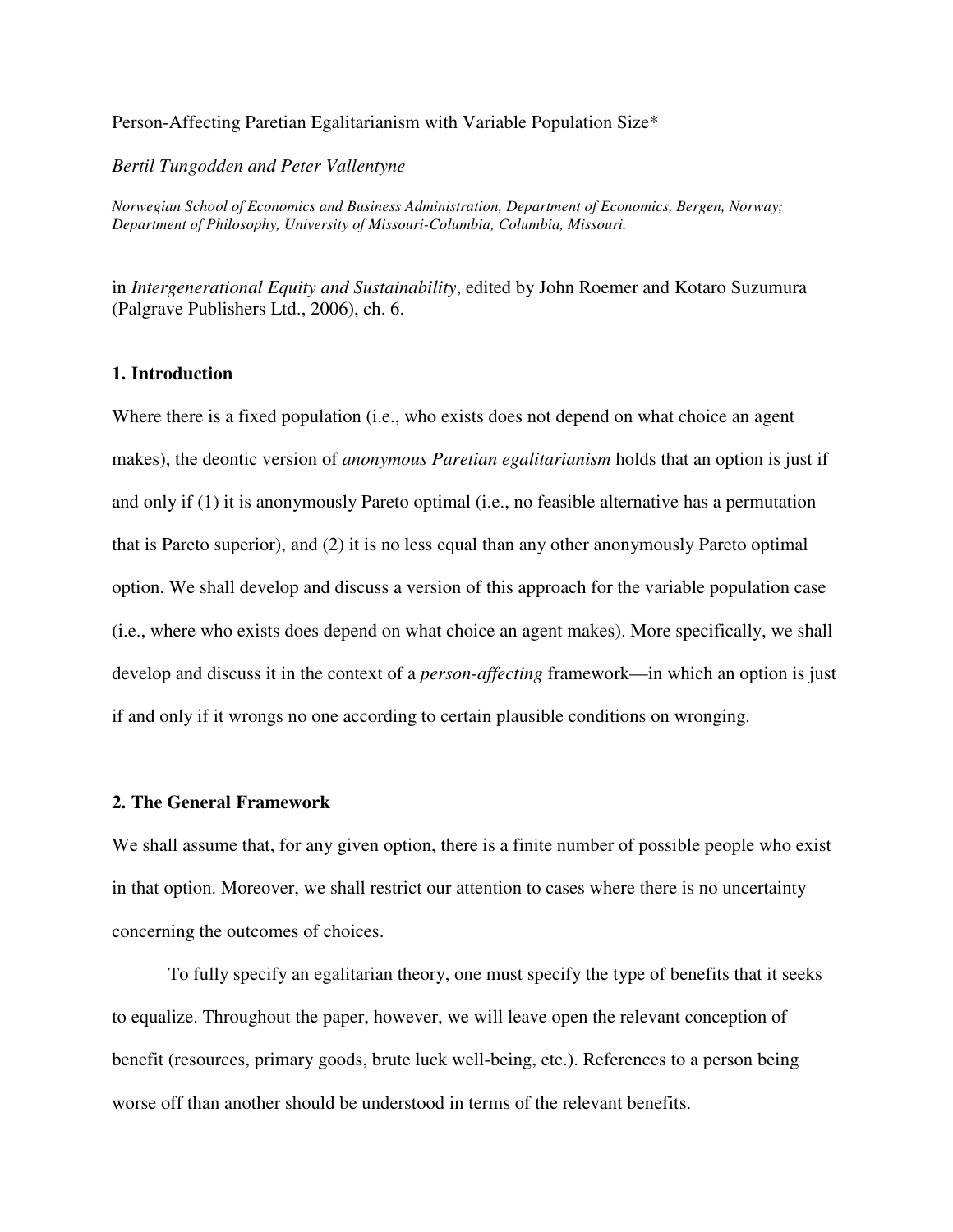Person-Affecting Paretian Egalitarianism with Variable Population Size*

*Bertil Tungodden and Peter Vallentyne*

*Norwegian School of Economics and Business Administration, Department of Economics, Bergen, Norway; Department of Philosophy, University of Missouri-Columbia, Columbia, Missouri.*

in *Intergenerational Equity and Sustainability*, edited by John Roemer and Kotaro Suzumura (Palgrave Publishers Ltd., 2006), ch. 6.

## 1. Introduction

Where there is a fixed population (i.e., who exists does not depend on what choice an agent makes), the deontic version of *anonymous Paretian egalitarianism* holds that an option is just if and only if (1) it is anonymously Pareto optimal (i.e., no feasible alternative has a permutation that is Pareto superior), and (2) it is no less equal than any other anonymously Pareto optimal option. We shall develop and discuss a version of this approach for the variable population case (i.e., where who exists does depend on what choice an agent makes). More specifically, we shall develop and discuss it in the context of a *person-affecting* framework—in which an option is just if and only if it wrongs no one according to certain plausible conditions on wronging.

## 2. The General Framework

We shall assume that, for any given option, there is a finite number of possible people who exist in that option. Moreover, we shall restrict our attention to cases where there is no uncertainty concerning the outcomes of choices.

To fully specify an egalitarian theory, one must specify the type of benefits that it seeks to equalize. Throughout the paper, however, we will leave open the relevant conception of benefit (resources, primary goods, brute luck well-being, etc.). References to a person being worse off than another should be understood in terms of the relevant benefits.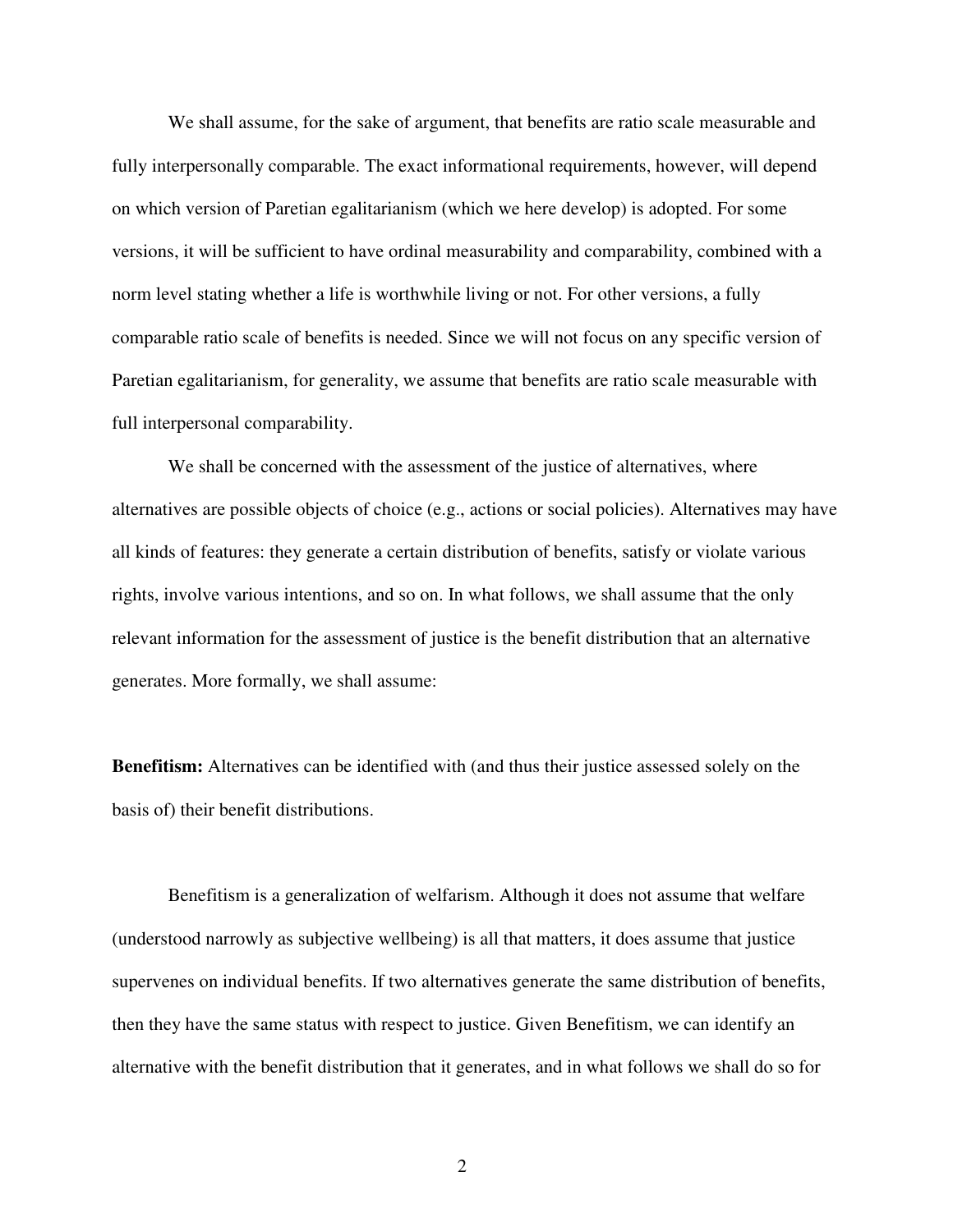We shall assume, for the sake of argument, that benefits are ratio scale measurable and fully interpersonally comparable. The exact informational requirements, however, will depend on which version of Paretian egalitarianism (which we here develop) is adopted. For some versions, it will be sufficient to have ordinal measurability and comparability, combined with a norm level stating whether a life is worthwhile living or not. For other versions, a fully comparable ratio scale of benefits is needed. Since we will not focus on any specific version of Paretian egalitarianism, for generality, we assume that benefits are ratio scale measurable with full interpersonal comparability.

We shall be concerned with the assessment of the justice of alternatives, where alternatives are possible objects of choice (e.g., actions or social policies). Alternatives may have all kinds of features: they generate a certain distribution of benefits, satisfy or violate various rights, involve various intentions, and so on. In what follows, we shall assume that the only relevant information for the assessment of justice is the benefit distribution that an alternative generates. More formally, we shall assume:

**Benefitism:** Alternatives can be identified with (and thus their justice assessed solely on the basis of) their benefit distributions.

Benefitism is a generalization of welfarism. Although it does not assume that welfare (understood narrowly as subjective wellbeing) is all that matters, it does assume that justice supervenes on individual benefits. If two alternatives generate the same distribution of benefits, then they have the same status with respect to justice. Given Benefitism, we can identify an alternative with the benefit distribution that it generates, and in what follows we shall do so for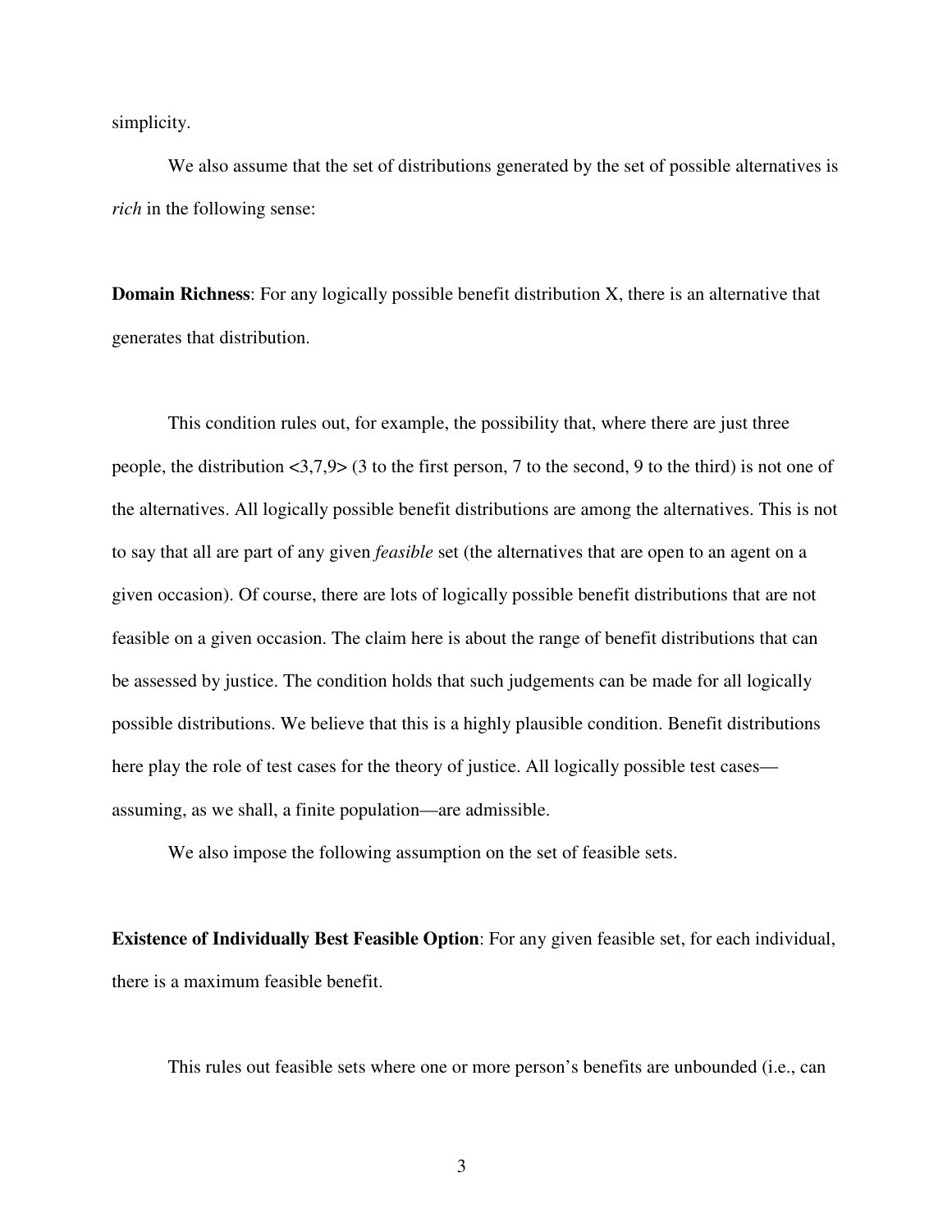simplicity.

We also assume that the set of distributions generated by the set of possible alternatives is *rich* in the following sense:

**Domain Richness**: For any logically possible benefit distribution X, there is an alternative that generates that distribution.

This condition rules out, for example, the possibility that, where there are just three people, the distribution <3,7,9> (3 to the first person, 7 to the second, 9 to the third) is not one of the alternatives. All logically possible benefit distributions are among the alternatives. This is not to say that all are part of any given *feasible* set (the alternatives that are open to an agent on a given occasion). Of course, there are lots of logically possible benefit distributions that are not feasible on a given occasion. The claim here is about the range of benefit distributions that can be assessed by justice. The condition holds that such judgements can be made for all logically possible distributions. We believe that this is a highly plausible condition. Benefit distributions here play the role of test cases for the theory of justice. All logically possible test cases—assuming, as we shall, a finite population—are admissible.

We also impose the following assumption on the set of feasible sets.

**Existence of Individually Best Feasible Option**: For any given feasible set, for each individual, there is a maximum feasible benefit.

This rules out feasible sets where one or more person's benefits are unbounded (i.e., can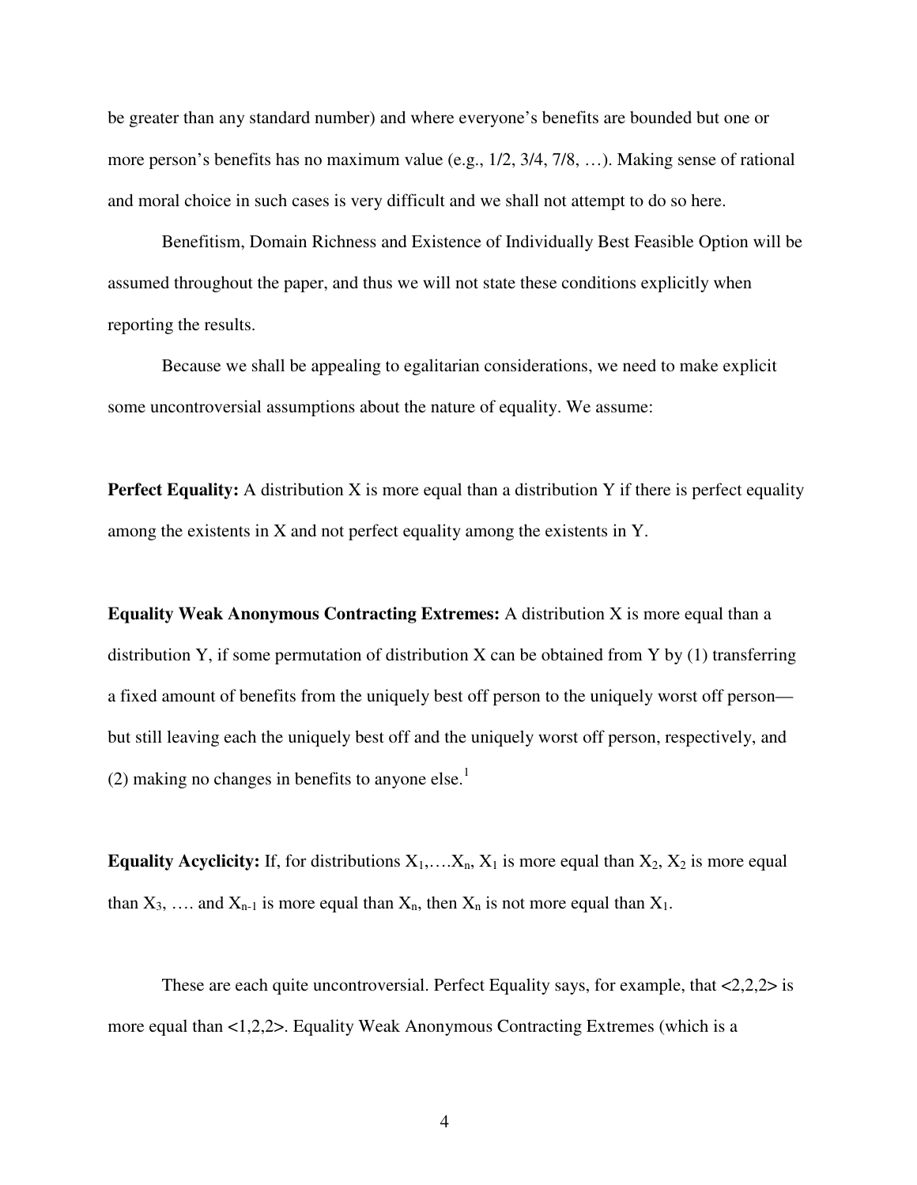be greater than any standard number) and where everyone's benefits are bounded but one or more person's benefits has no maximum value (e.g., 1/2, 3/4, 7/8, …). Making sense of rational and moral choice in such cases is very difficult and we shall not attempt to do so here.

Benefitism, Domain Richness and Existence of Individually Best Feasible Option will be assumed throughout the paper, and thus we will not state these conditions explicitly when reporting the results.

Because we shall be appealing to egalitarian considerations, we need to make explicit some uncontroversial assumptions about the nature of equality. We assume:

**Perfect Equality:** A distribution X is more equal than a distribution Y if there is perfect equality among the existents in X and not perfect equality among the existents in Y.

**Equality Weak Anonymous Contracting Extremes:** A distribution X is more equal than a distribution Y, if some permutation of distribution X can be obtained from Y by (1) transferring a fixed amount of benefits from the uniquely best off person to the uniquely worst off person—but still leaving each the uniquely best off and the uniquely worst off person, respectively, and (2) making no changes in benefits to anyone else.[1]

**Equality Acyclicity:** If, for distributions $X_1,\ldots X_n$, $X_1$ is more equal than $X_2$, $X_2$ is more equal than $X_3$, …. and $X_{n-1}$ is more equal than $X_n$, then $X_n$ is not more equal than $X_1$.

These are each quite uncontroversial. Perfect Equality says, for example, that <2,2,2> is more equal than <1,2,2>. Equality Weak Anonymous Contracting Extremes (which is a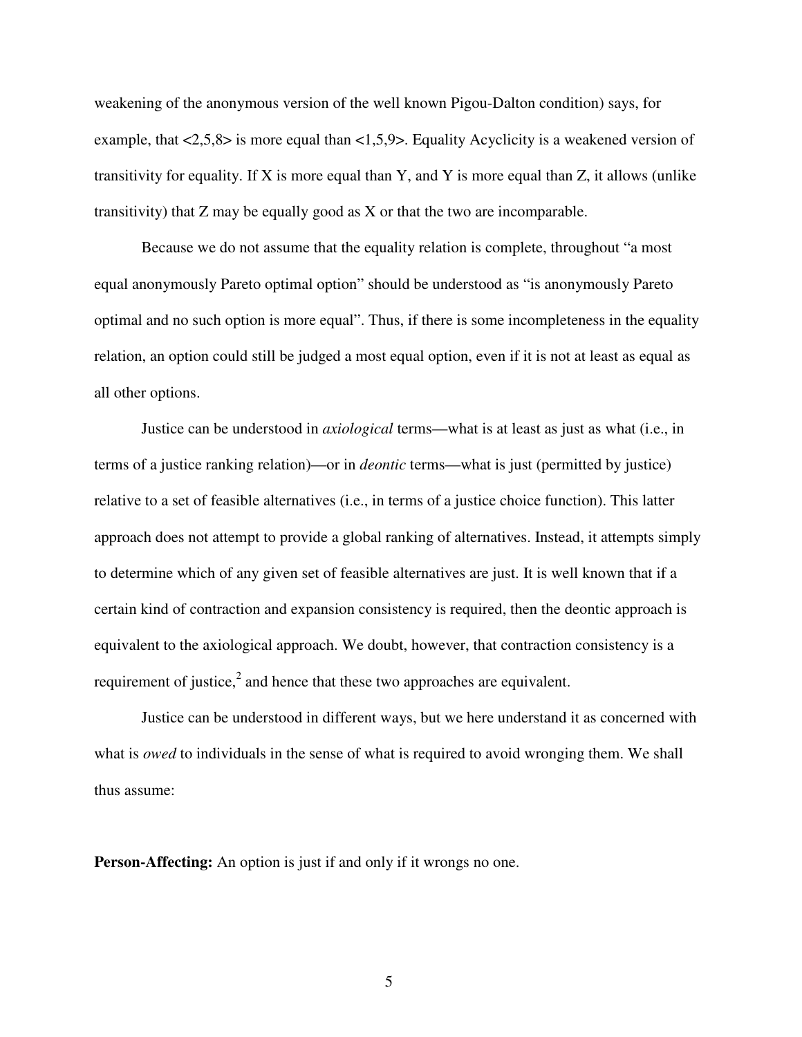weakening of the anonymous version of the well known Pigou-Dalton condition) says, for example, that <2,5,8> is more equal than <1,5,9>. Equality Acyclicity is a weakened version of transitivity for equality. If X is more equal than Y, and Y is more equal than Z, it allows (unlike transitivity) that Z may be equally good as X or that the two are incomparable.

Because we do not assume that the equality relation is complete, throughout "a most equal anonymously Pareto optimal option" should be understood as "is anonymously Pareto optimal and no such option is more equal". Thus, if there is some incompleteness in the equality relation, an option could still be judged a most equal option, even if it is not at least as equal as all other options.

Justice can be understood in *axiological* terms—what is at least as just as what (i.e., in terms of a justice ranking relation)—or in *deontic* terms—what is just (permitted by justice) relative to a set of feasible alternatives (i.e., in terms of a justice choice function). This latter approach does not attempt to provide a global ranking of alternatives. Instead, it attempts simply to determine which of any given set of feasible alternatives are just. It is well known that if a certain kind of contraction and expansion consistency is required, then the deontic approach is equivalent to the axiological approach. We doubt, however, that contraction consistency is a requirement of justice,[2] and hence that these two approaches are equivalent.

Justice can be understood in different ways, but we here understand it as concerned with what is *owed* to individuals in the sense of what is required to avoid wronging them. We shall thus assume:

**Person-Affecting:** An option is just if and only if it wrongs no one.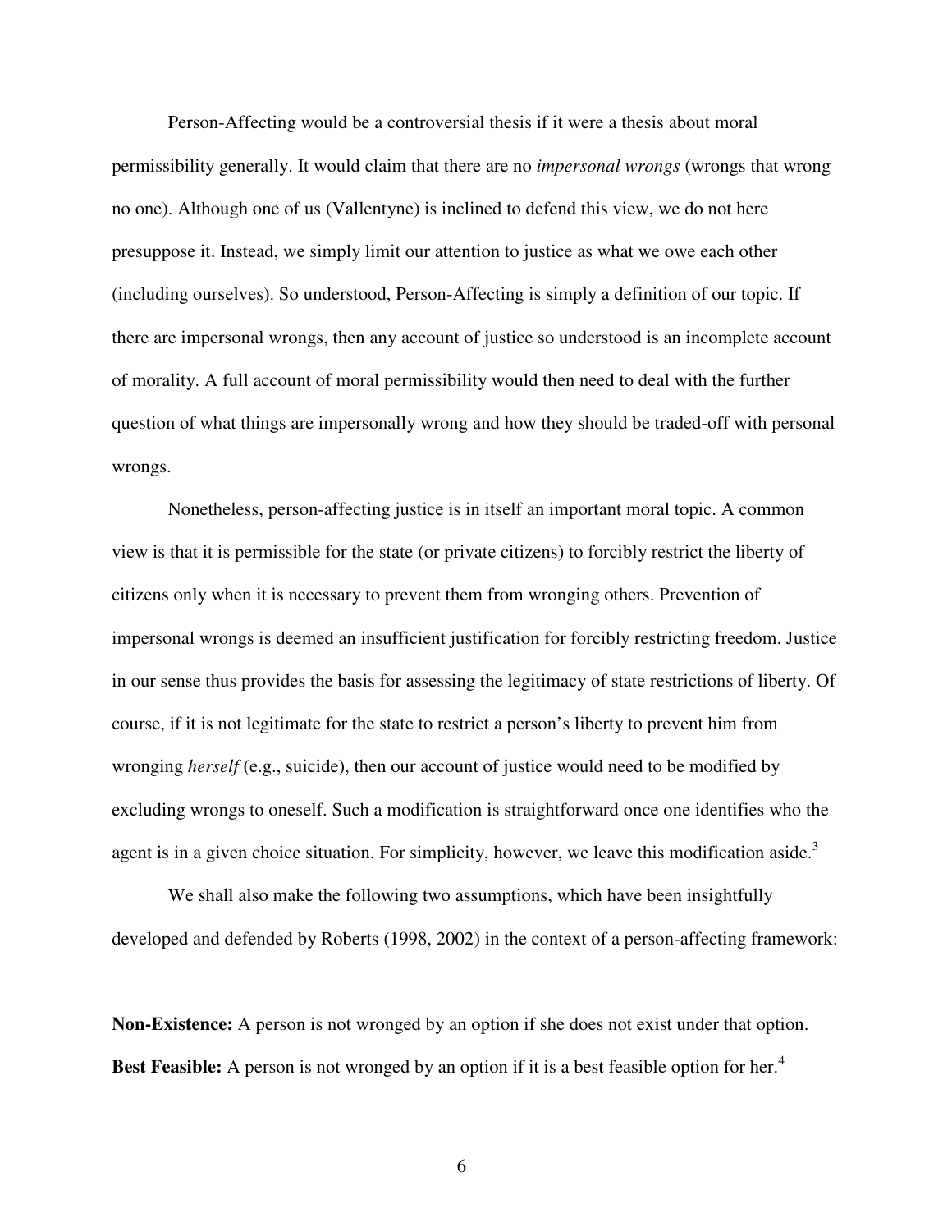Person-Affecting would be a controversial thesis if it were a thesis about moral permissibility generally. It would claim that there are no *impersonal wrongs* (wrongs that wrong no one). Although one of us (Vallentyne) is inclined to defend this view, we do not here presuppose it. Instead, we simply limit our attention to justice as what we owe each other (including ourselves). So understood, Person-Affecting is simply a definition of our topic. If there are impersonal wrongs, then any account of justice so understood is an incomplete account of morality. A full account of moral permissibility would then need to deal with the further question of what things are impersonally wrong and how they should be traded-off with personal wrongs.

Nonetheless, person-affecting justice is in itself an important moral topic. A common view is that it is permissible for the state (or private citizens) to forcibly restrict the liberty of citizens only when it is necessary to prevent them from wronging others. Prevention of impersonal wrongs is deemed an insufficient justification for forcibly restricting freedom. Justice in our sense thus provides the basis for assessing the legitimacy of state restrictions of liberty. Of course, if it is not legitimate for the state to restrict a person's liberty to prevent him from wronging *herself* (e.g., suicide), then our account of justice would need to be modified by excluding wrongs to oneself. Such a modification is straightforward once one identifies who the agent is in a given choice situation. For simplicity, however, we leave this modification aside.[3]

We shall also make the following two assumptions, which have been insightfully developed and defended by Roberts (1998, 2002) in the context of a person-affecting framework:

**Non-Existence:** A person is not wronged by an option if she does not exist under that option.

**Best Feasible:** A person is not wronged by an option if it is a best feasible option for her.[4]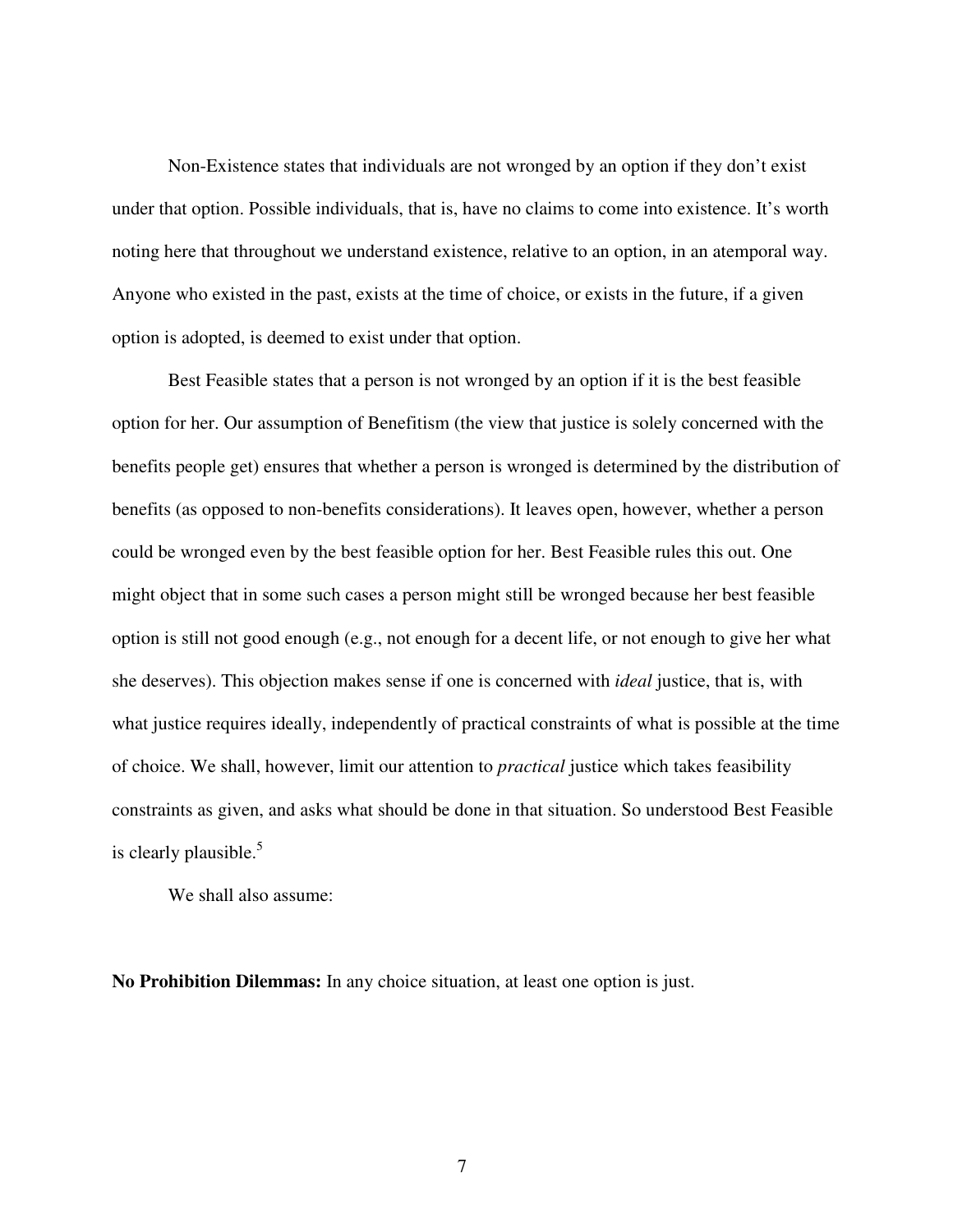Non-Existence states that individuals are not wronged by an option if they don't exist under that option. Possible individuals, that is, have no claims to come into existence. It's worth noting here that throughout we understand existence, relative to an option, in an atemporal way. Anyone who existed in the past, exists at the time of choice, or exists in the future, if a given option is adopted, is deemed to exist under that option.

Best Feasible states that a person is not wronged by an option if it is the best feasible option for her. Our assumption of Benefitism (the view that justice is solely concerned with the benefits people get) ensures that whether a person is wronged is determined by the distribution of benefits (as opposed to non-benefits considerations). It leaves open, however, whether a person could be wronged even by the best feasible option for her. Best Feasible rules this out. One might object that in some such cases a person might still be wronged because her best feasible option is still not good enough (e.g., not enough for a decent life, or not enough to give her what she deserves). This objection makes sense if one is concerned with *ideal* justice, that is, with what justice requires ideally, independently of practical constraints of what is possible at the time of choice. We shall, however, limit our attention to *practical* justice which takes feasibility constraints as given, and asks what should be done in that situation. So understood Best Feasible is clearly plausible.[5]

We shall also assume:

**No Prohibition Dilemmas:** In any choice situation, at least one option is just.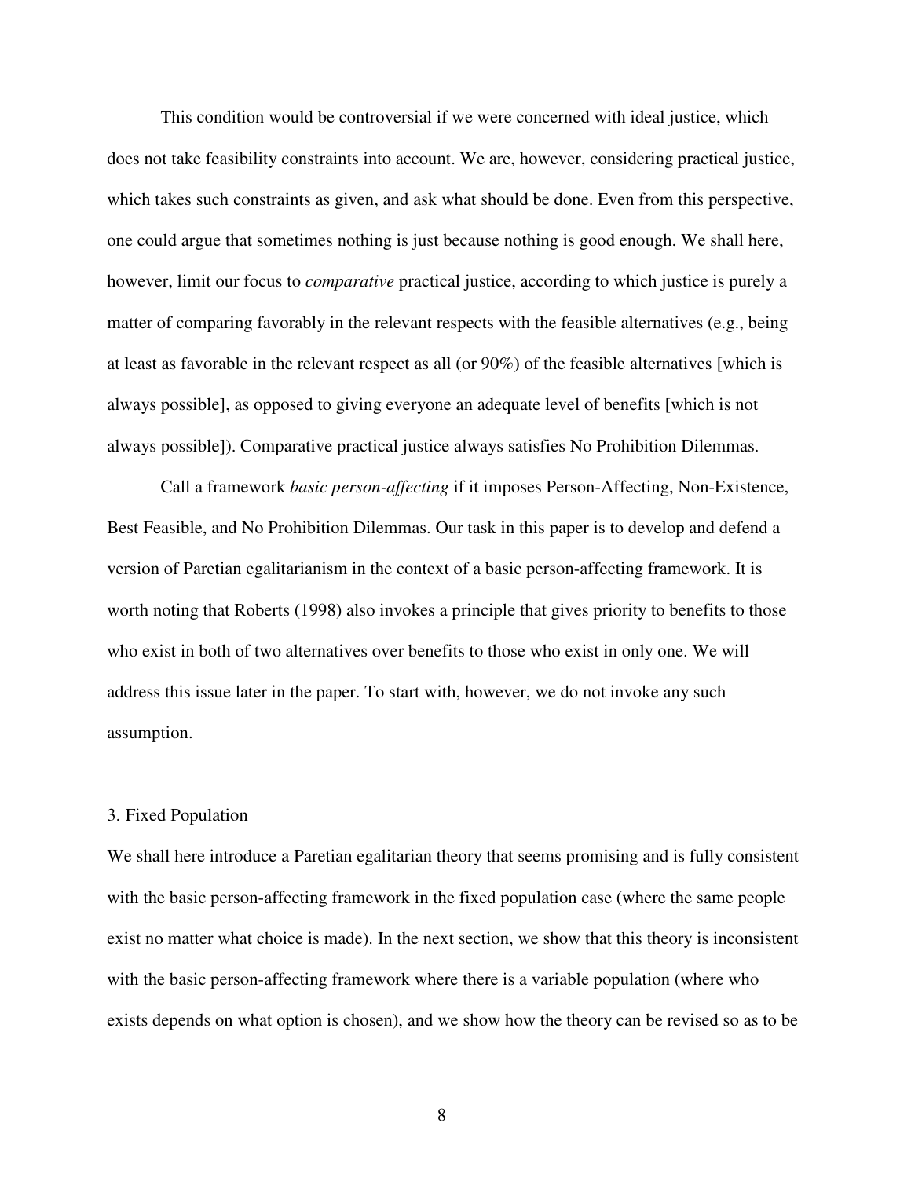This condition would be controversial if we were concerned with ideal justice, which does not take feasibility constraints into account. We are, however, considering practical justice, which takes such constraints as given, and ask what should be done. Even from this perspective, one could argue that sometimes nothing is just because nothing is good enough. We shall here, however, limit our focus to *comparative* practical justice, according to which justice is purely a matter of comparing favorably in the relevant respects with the feasible alternatives (e.g., being at least as favorable in the relevant respect as all (or 90%) of the feasible alternatives [which is always possible], as opposed to giving everyone an adequate level of benefits [which is not always possible]). Comparative practical justice always satisfies No Prohibition Dilemmas.

Call a framework *basic person-affecting* if it imposes Person-Affecting, Non-Existence, Best Feasible, and No Prohibition Dilemmas. Our task in this paper is to develop and defend a version of Paretian egalitarianism in the context of a basic person-affecting framework. It is worth noting that Roberts (1998) also invokes a principle that gives priority to benefits to those who exist in both of two alternatives over benefits to those who exist in only one. We will address this issue later in the paper. To start with, however, we do not invoke any such assumption.

## 3. Fixed Population

We shall here introduce a Paretian egalitarian theory that seems promising and is fully consistent with the basic person-affecting framework in the fixed population case (where the same people exist no matter what choice is made). In the next section, we show that this theory is inconsistent with the basic person-affecting framework where there is a variable population (where who exists depends on what option is chosen), and we show how the theory can be revised so as to be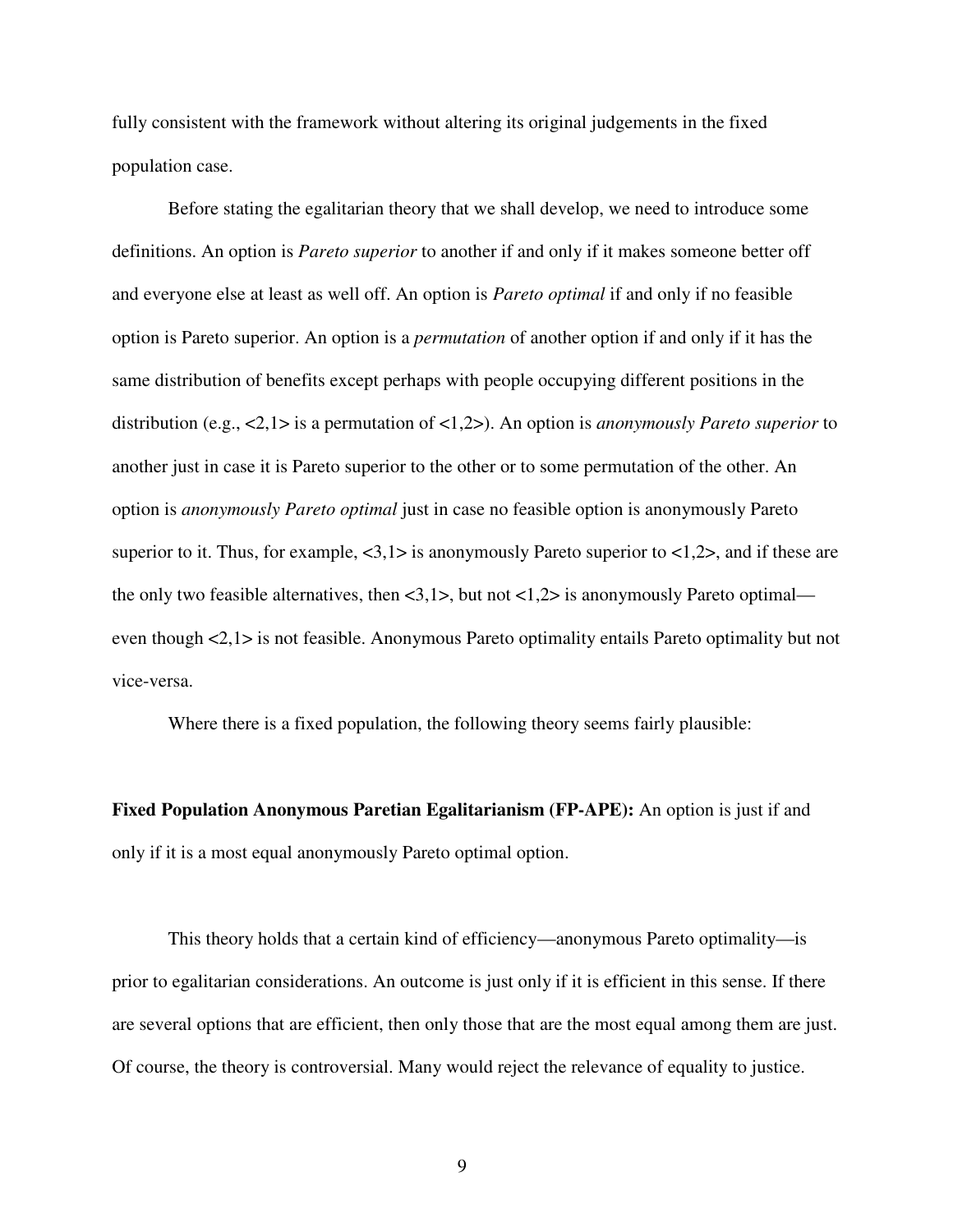fully consistent with the framework without altering its original judgements in the fixed population case.

Before stating the egalitarian theory that we shall develop, we need to introduce some definitions. An option is *Pareto superior* to another if and only if it makes someone better off and everyone else at least as well off. An option is *Pareto optimal* if and only if no feasible option is Pareto superior. An option is a *permutation* of another option if and only if it has the same distribution of benefits except perhaps with people occupying different positions in the distribution (e.g., <2,1> is a permutation of <1,2>). An option is *anonymously Pareto superior* to another just in case it is Pareto superior to the other or to some permutation of the other. An option is *anonymously Pareto optimal* just in case no feasible option is anonymously Pareto superior to it. Thus, for example, <3,1> is anonymously Pareto superior to <1,2>, and if these are the only two feasible alternatives, then <3,1>, but not <1,2> is anonymously Pareto optimal—even though <2,1> is not feasible. Anonymous Pareto optimality entails Pareto optimality but not vice-versa.

Where there is a fixed population, the following theory seems fairly plausible:

**Fixed Population Anonymous Paretian Egalitarianism (FP-APE):** An option is just if and only if it is a most equal anonymously Pareto optimal option.

This theory holds that a certain kind of efficiency—anonymous Pareto optimality—is prior to egalitarian considerations. An outcome is just only if it is efficient in this sense. If there are several options that are efficient, then only those that are the most equal among them are just. Of course, the theory is controversial. Many would reject the relevance of equality to justice.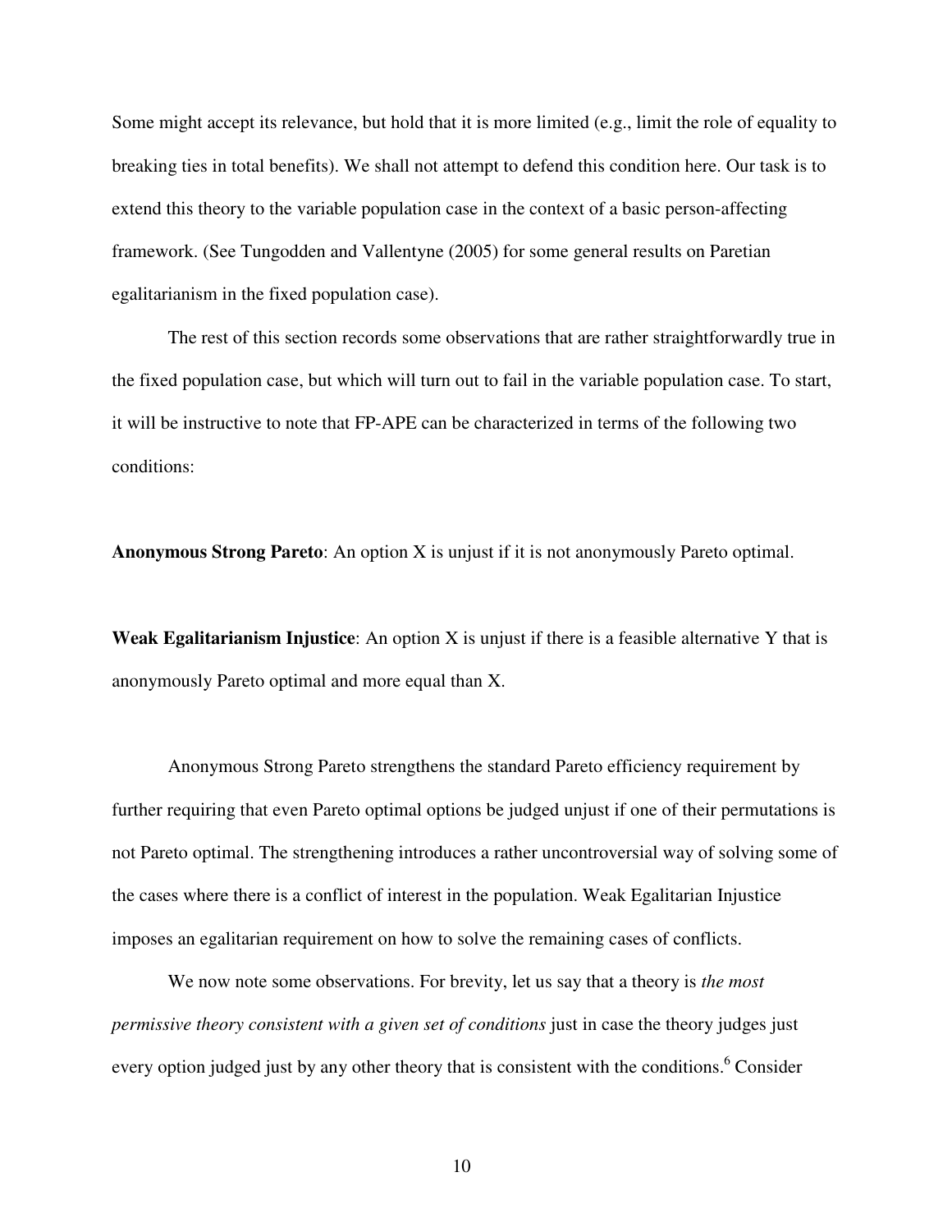Some might accept its relevance, but hold that it is more limited (e.g., limit the role of equality to breaking ties in total benefits). We shall not attempt to defend this condition here. Our task is to extend this theory to the variable population case in the context of a basic person-affecting framework. (See Tungodden and Vallentyne (2005) for some general results on Paretian egalitarianism in the fixed population case).

The rest of this section records some observations that are rather straightforwardly true in the fixed population case, but which will turn out to fail in the variable population case. To start, it will be instructive to note that FP-APE can be characterized in terms of the following two conditions:

**Anonymous Strong Pareto**: An option X is unjust if it is not anonymously Pareto optimal.

**Weak Egalitarianism Injustice**: An option X is unjust if there is a feasible alternative Y that is anonymously Pareto optimal and more equal than X.

Anonymous Strong Pareto strengthens the standard Pareto efficiency requirement by further requiring that even Pareto optimal options be judged unjust if one of their permutations is not Pareto optimal. The strengthening introduces a rather uncontroversial way of solving some of the cases where there is a conflict of interest in the population. Weak Egalitarian Injustice imposes an egalitarian requirement on how to solve the remaining cases of conflicts.

We now note some observations. For brevity, let us say that a theory is *the most permissive theory consistent with a given set of conditions* just in case the theory judges just every option judged just by any other theory that is consistent with the conditions.[6] Consider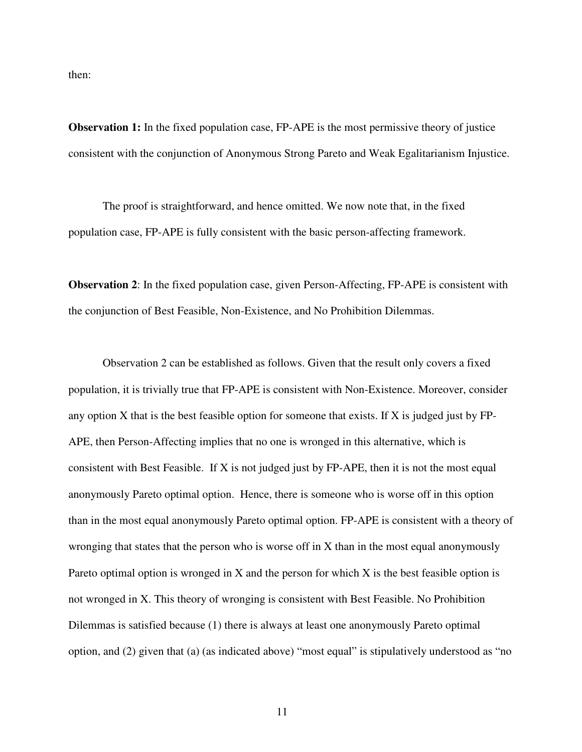then:

**Observation 1:** In the fixed population case, FP-APE is the most permissive theory of justice consistent with the conjunction of Anonymous Strong Pareto and Weak Egalitarianism Injustice.

The proof is straightforward, and hence omitted. We now note that, in the fixed population case, FP-APE is fully consistent with the basic person-affecting framework.

**Observation 2**: In the fixed population case, given Person-Affecting, FP-APE is consistent with the conjunction of Best Feasible, Non-Existence, and No Prohibition Dilemmas.

Observation 2 can be established as follows. Given that the result only covers a fixed population, it is trivially true that FP-APE is consistent with Non-Existence. Moreover, consider any option X that is the best feasible option for someone that exists. If X is judged just by FP-APE, then Person-Affecting implies that no one is wronged in this alternative, which is consistent with Best Feasible. If X is not judged just by FP-APE, then it is not the most equal anonymously Pareto optimal option. Hence, there is someone who is worse off in this option than in the most equal anonymously Pareto optimal option. FP-APE is consistent with a theory of wronging that states that the person who is worse off in X than in the most equal anonymously Pareto optimal option is wronged in X and the person for which X is the best feasible option is not wronged in X. This theory of wronging is consistent with Best Feasible. No Prohibition Dilemmas is satisfied because (1) there is always at least one anonymously Pareto optimal option, and (2) given that (a) (as indicated above) "most equal" is stipulatively understood as "no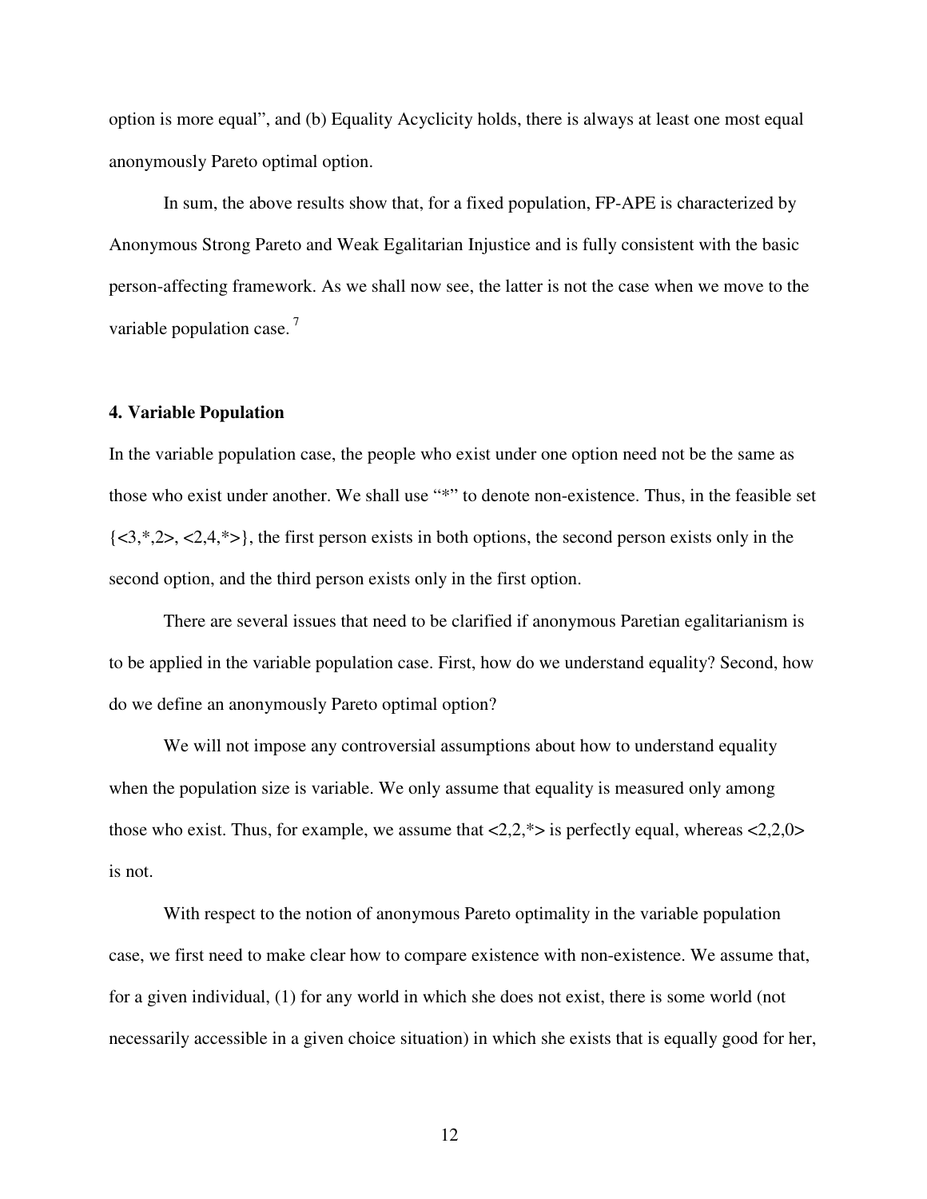option is more equal", and (b) Equality Acyclicity holds, there is always at least one most equal anonymously Pareto optimal option.

In sum, the above results show that, for a fixed population, FP-APE is characterized by Anonymous Strong Pareto and Weak Egalitarian Injustice and is fully consistent with the basic person-affecting framework. As we shall now see, the latter is not the case when we move to the variable population case. [7]

**4. Variable Population**

In the variable population case, the people who exist under one option need not be the same as those who exist under another. We shall use "*" to denote non-existence. Thus, in the feasible set {<3,*,2>, <2,4,*>}, the first person exists in both options, the second person exists only in the second option, and the third person exists only in the first option.

There are several issues that need to be clarified if anonymous Paretian egalitarianism is to be applied in the variable population case. First, how do we understand equality? Second, how do we define an anonymously Pareto optimal option?

We will not impose any controversial assumptions about how to understand equality when the population size is variable. We only assume that equality is measured only among those who exist. Thus, for example, we assume that <2,2,*> is perfectly equal, whereas <2,2,0> is not.

With respect to the notion of anonymous Pareto optimality in the variable population case, we first need to make clear how to compare existence with non-existence. We assume that, for a given individual, (1) for any world in which she does not exist, there is some world (not necessarily accessible in a given choice situation) in which she exists that is equally good for her,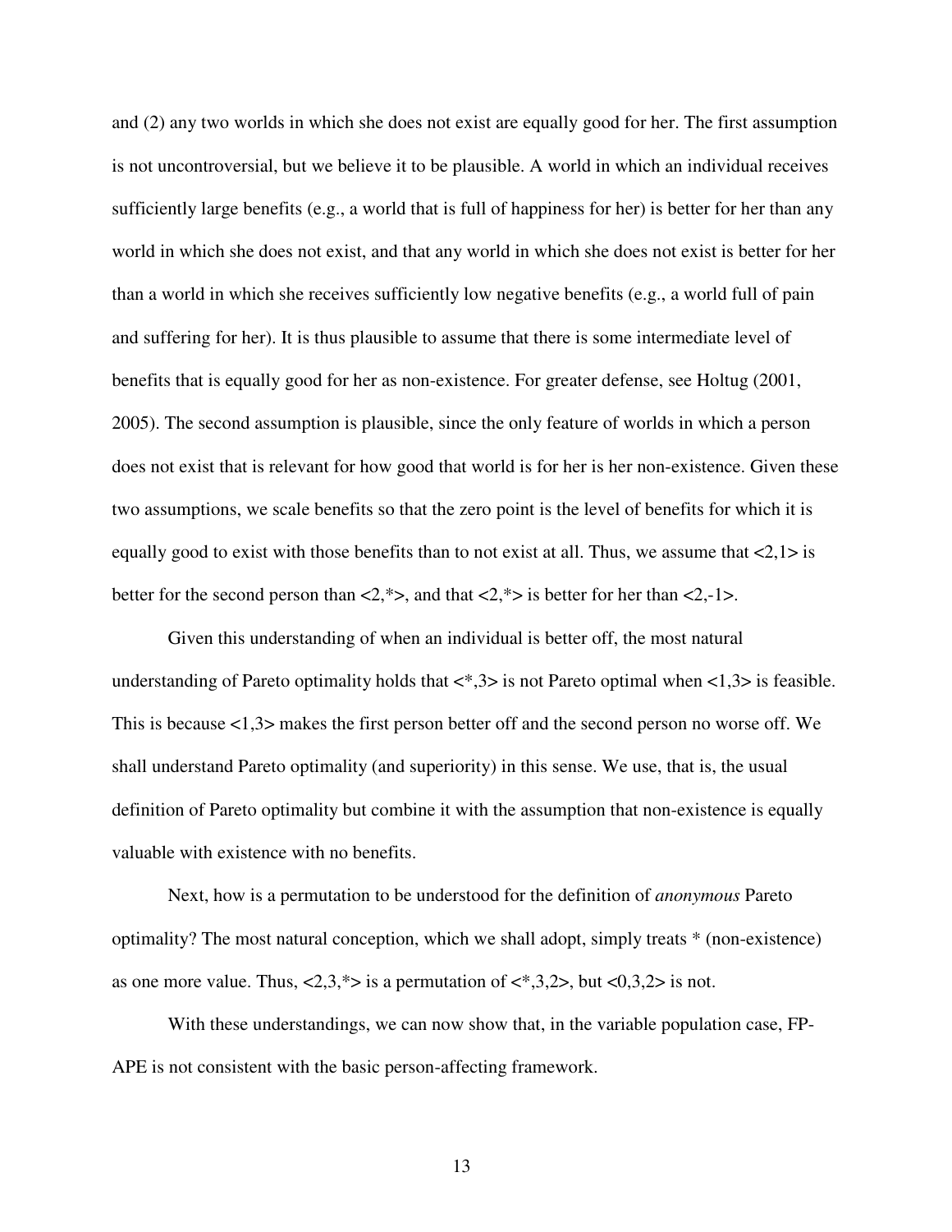and (2) any two worlds in which she does not exist are equally good for her. The first assumption is not uncontroversial, but we believe it to be plausible. A world in which an individual receives sufficiently large benefits (e.g., a world that is full of happiness for her) is better for her than any world in which she does not exist, and that any world in which she does not exist is better for her than a world in which she receives sufficiently low negative benefits (e.g., a world full of pain and suffering for her). It is thus plausible to assume that there is some intermediate level of benefits that is equally good for her as non-existence. For greater defense, see Holtug (2001, 2005). The second assumption is plausible, since the only feature of worlds in which a person does not exist that is relevant for how good that world is for her is her non-existence. Given these two assumptions, we scale benefits so that the zero point is the level of benefits for which it is equally good to exist with those benefits than to not exist at all. Thus, we assume that <2,1> is better for the second person than <2,*>, and that <2,*> is better for her than <2,-1>.

Given this understanding of when an individual is better off, the most natural understanding of Pareto optimality holds that <*,3> is not Pareto optimal when <1,3> is feasible. This is because <1,3> makes the first person better off and the second person no worse off. We shall understand Pareto optimality (and superiority) in this sense. We use, that is, the usual definition of Pareto optimality but combine it with the assumption that non-existence is equally valuable with existence with no benefits.

Next, how is a permutation to be understood for the definition of *anonymous* Pareto optimality? The most natural conception, which we shall adopt, simply treats * (non-existence) as one more value. Thus, <2,3,*> is a permutation of <*,3,2>, but <0,3,2> is not.

With these understandings, we can now show that, in the variable population case, FP-APE is not consistent with the basic person-affecting framework.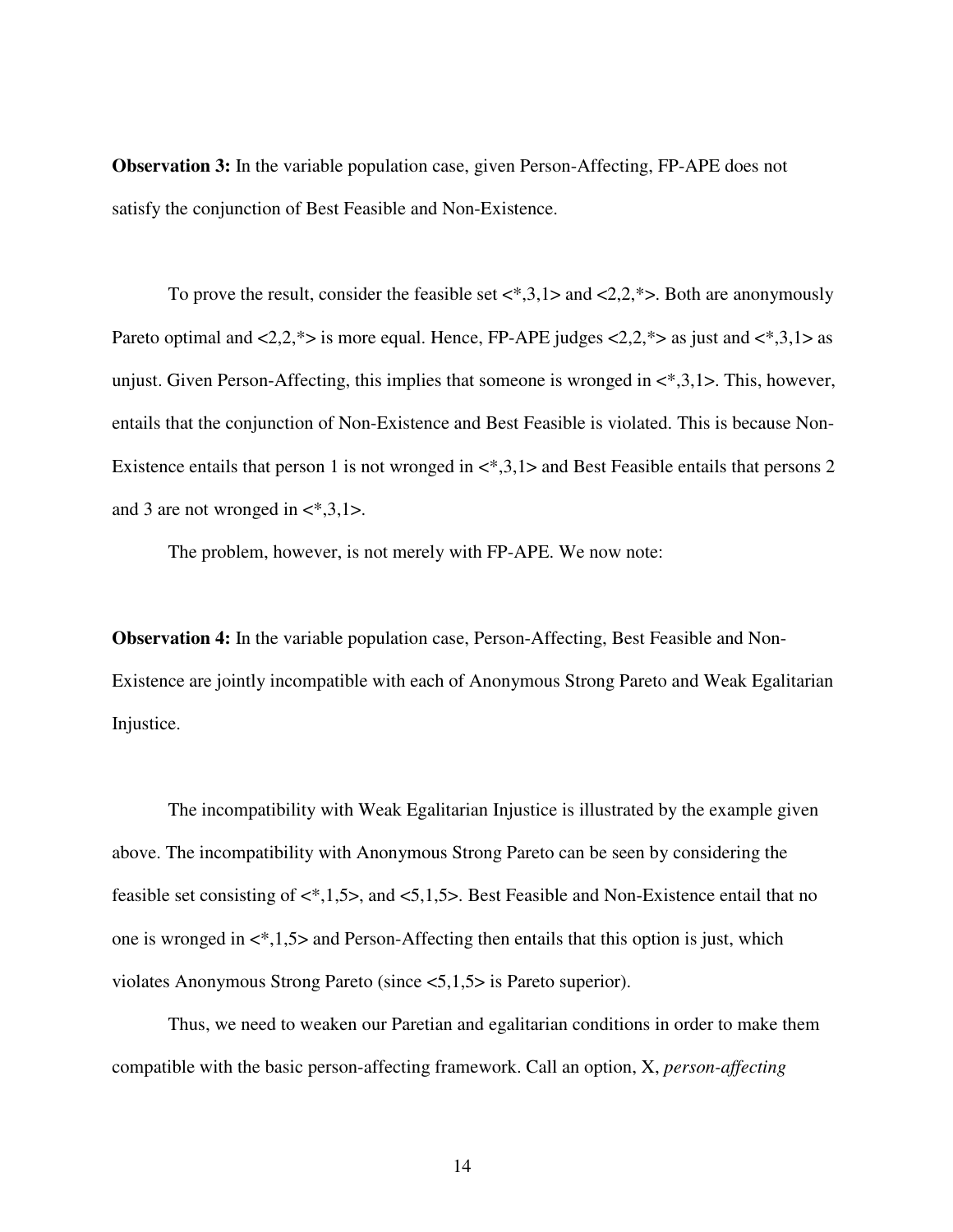**Observation 3:** In the variable population case, given Person-Affecting, FP-APE does not satisfy the conjunction of Best Feasible and Non-Existence.

To prove the result, consider the feasible set <*,3,1> and <2,2,*>. Both are anonymously Pareto optimal and <2,2,*> is more equal. Hence, FP-APE judges <2,2,*> as just and <*,3,1> as unjust. Given Person-Affecting, this implies that someone is wronged in <*,3,1>. This, however, entails that the conjunction of Non-Existence and Best Feasible is violated. This is because Non-Existence entails that person 1 is not wronged in <*,3,1> and Best Feasible entails that persons 2 and 3 are not wronged in <*,3,1>.

The problem, however, is not merely with FP-APE. We now note:

**Observation 4:** In the variable population case, Person-Affecting, Best Feasible and Non-Existence are jointly incompatible with each of Anonymous Strong Pareto and Weak Egalitarian Injustice.

The incompatibility with Weak Egalitarian Injustice is illustrated by the example given above. The incompatibility with Anonymous Strong Pareto can be seen by considering the feasible set consisting of <*,1,5>, and <5,1,5>. Best Feasible and Non-Existence entail that no one is wronged in <*,1,5> and Person-Affecting then entails that this option is just, which violates Anonymous Strong Pareto (since <5,1,5> is Pareto superior).

Thus, we need to weaken our Paretian and egalitarian conditions in order to make them compatible with the basic person-affecting framework. Call an option, X, *person-affecting*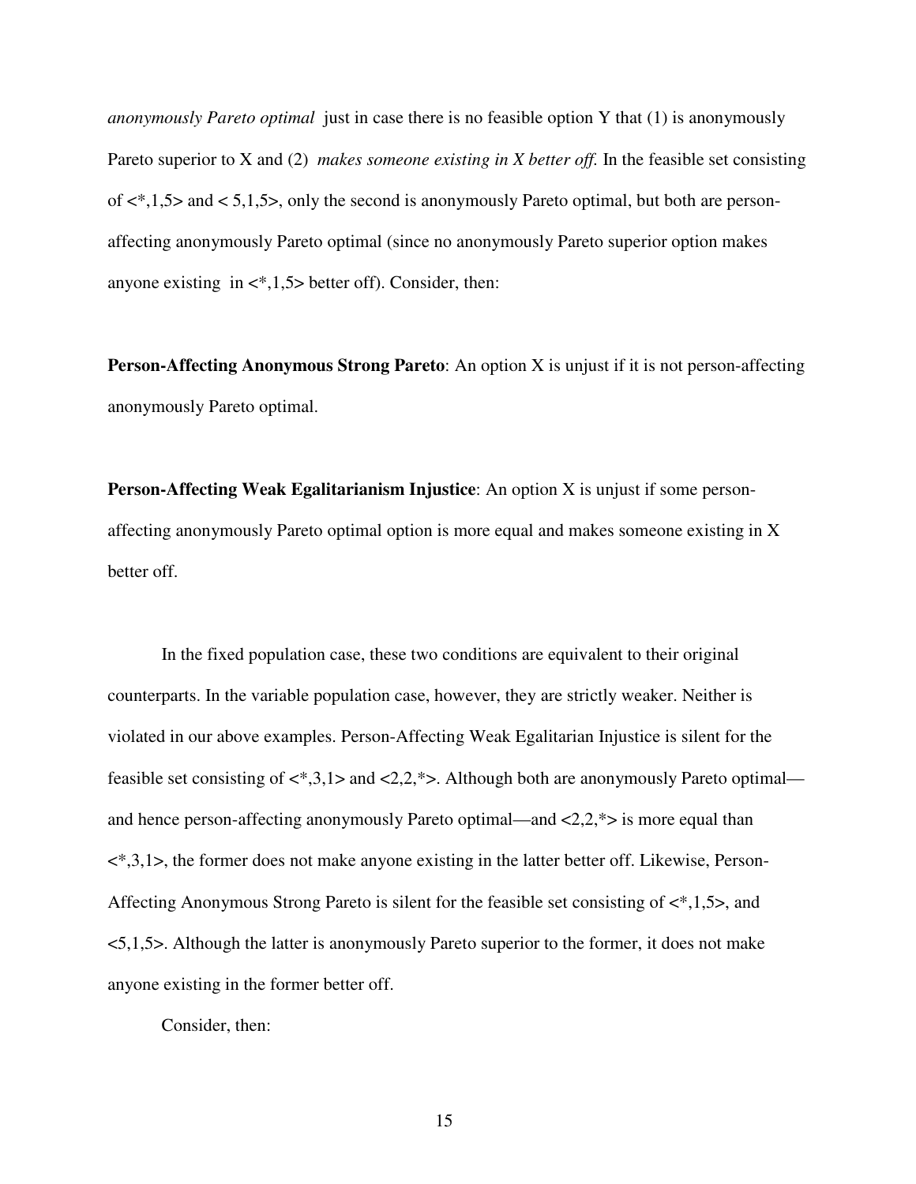*anonymously Pareto optimal* just in case there is no feasible option Y that (1) is anonymously Pareto superior to X and (2) *makes someone existing in X better off.* In the feasible set consisting of <*,1,5> and < 5,1,5>, only the second is anonymously Pareto optimal, but both are person-affecting anonymously Pareto optimal (since no anonymously Pareto superior option makes anyone existing in <*,1,5> better off). Consider, then:

**Person-Affecting Anonymous Strong Pareto**: An option X is unjust if it is not person-affecting anonymously Pareto optimal.

**Person-Affecting Weak Egalitarianism Injustice**: An option X is unjust if some person-affecting anonymously Pareto optimal option is more equal and makes someone existing in X better off.

In the fixed population case, these two conditions are equivalent to their original counterparts. In the variable population case, however, they are strictly weaker. Neither is violated in our above examples. Person-Affecting Weak Egalitarian Injustice is silent for the feasible set consisting of <*,3,1> and <2,2,*>. Although both are anonymously Pareto optimal—and hence person-affecting anonymously Pareto optimal—and <2,2,*> is more equal than <*,3,1>, the former does not make anyone existing in the latter better off. Likewise, Person-Affecting Anonymous Strong Pareto is silent for the feasible set consisting of <*,1,5>, and <5,1,5>. Although the latter is anonymously Pareto superior to the former, it does not make anyone existing in the former better off.

Consider, then: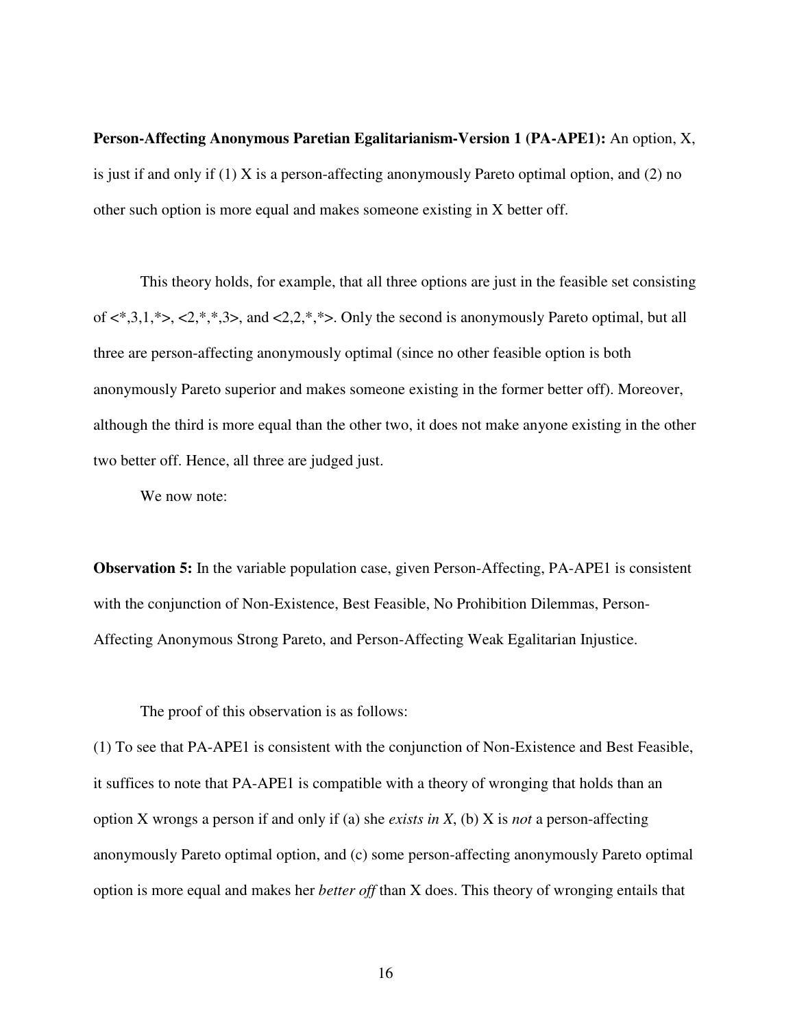**Person-Affecting Anonymous Paretian Egalitarianism-Version 1 (PA-APE1):** An option, X, is just if and only if (1) X is a person-affecting anonymously Pareto optimal option, and (2) no other such option is more equal and makes someone existing in X better off.

This theory holds, for example, that all three options are just in the feasible set consisting of <*,3,1,*>, <2,*,*,3>, and <2,2,*,*>. Only the second is anonymously Pareto optimal, but all three are person-affecting anonymously optimal (since no other feasible option is both anonymously Pareto superior and makes someone existing in the former better off). Moreover, although the third is more equal than the other two, it does not make anyone existing in the other two better off. Hence, all three are judged just.

We now note:

**Observation 5:** In the variable population case, given Person-Affecting, PA-APE1 is consistent with the conjunction of Non-Existence, Best Feasible, No Prohibition Dilemmas, Person-Affecting Anonymous Strong Pareto, and Person-Affecting Weak Egalitarian Injustice.

The proof of this observation is as follows:

(1) To see that PA-APE1 is consistent with the conjunction of Non-Existence and Best Feasible, it suffices to note that PA-APE1 is compatible with a theory of wronging that holds than an option X wrongs a person if and only if (a) she *exists in X*, (b) X is *not* a person-affecting anonymously Pareto optimal option, and (c) some person-affecting anonymously Pareto optimal option is more equal and makes her *better off* than X does. This theory of wronging entails that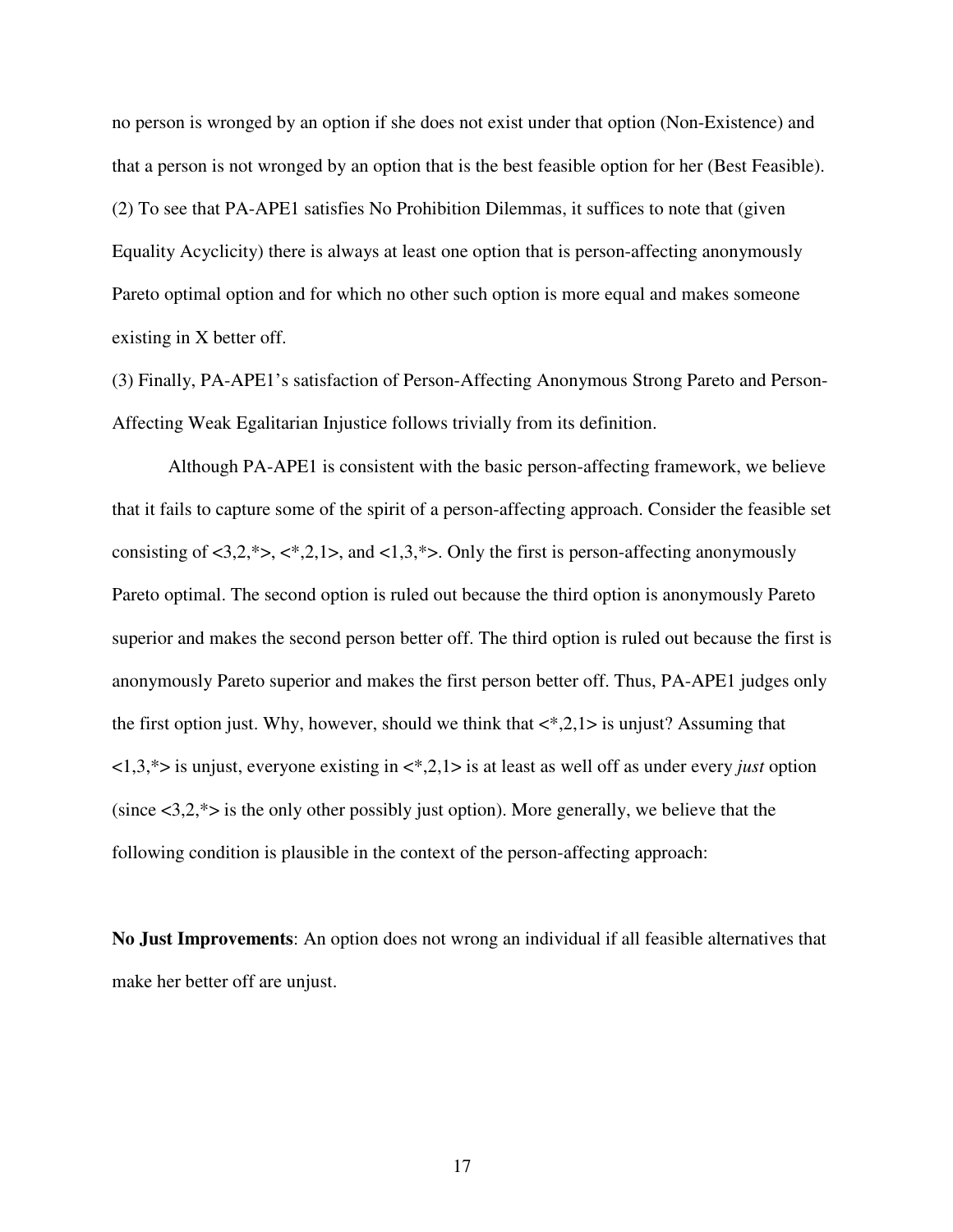no person is wronged by an option if she does not exist under that option (Non-Existence) and that a person is not wronged by an option that is the best feasible option for her (Best Feasible).

(2) To see that PA-APE1 satisfies No Prohibition Dilemmas, it suffices to note that (given Equality Acyclicity) there is always at least one option that is person-affecting anonymously Pareto optimal option and for which no other such option is more equal and makes someone existing in X better off.

(3) Finally, PA-APE1's satisfaction of Person-Affecting Anonymous Strong Pareto and Person-Affecting Weak Egalitarian Injustice follows trivially from its definition.

Although PA-APE1 is consistent with the basic person-affecting framework, we believe that it fails to capture some of the spirit of a person-affecting approach. Consider the feasible set consisting of <3,2,*>, <*,2,1>, and <1,3,*>. Only the first is person-affecting anonymously Pareto optimal. The second option is ruled out because the third option is anonymously Pareto superior and makes the second person better off. The third option is ruled out because the first is anonymously Pareto superior and makes the first person better off. Thus, PA-APE1 judges only the first option just. Why, however, should we think that <*,2,1> is unjust? Assuming that <1,3,*> is unjust, everyone existing in <*,2,1> is at least as well off as under every *just* option (since <3,2,*> is the only other possibly just option). More generally, we believe that the following condition is plausible in the context of the person-affecting approach:

**No Just Improvements**: An option does not wrong an individual if all feasible alternatives that make her better off are unjust.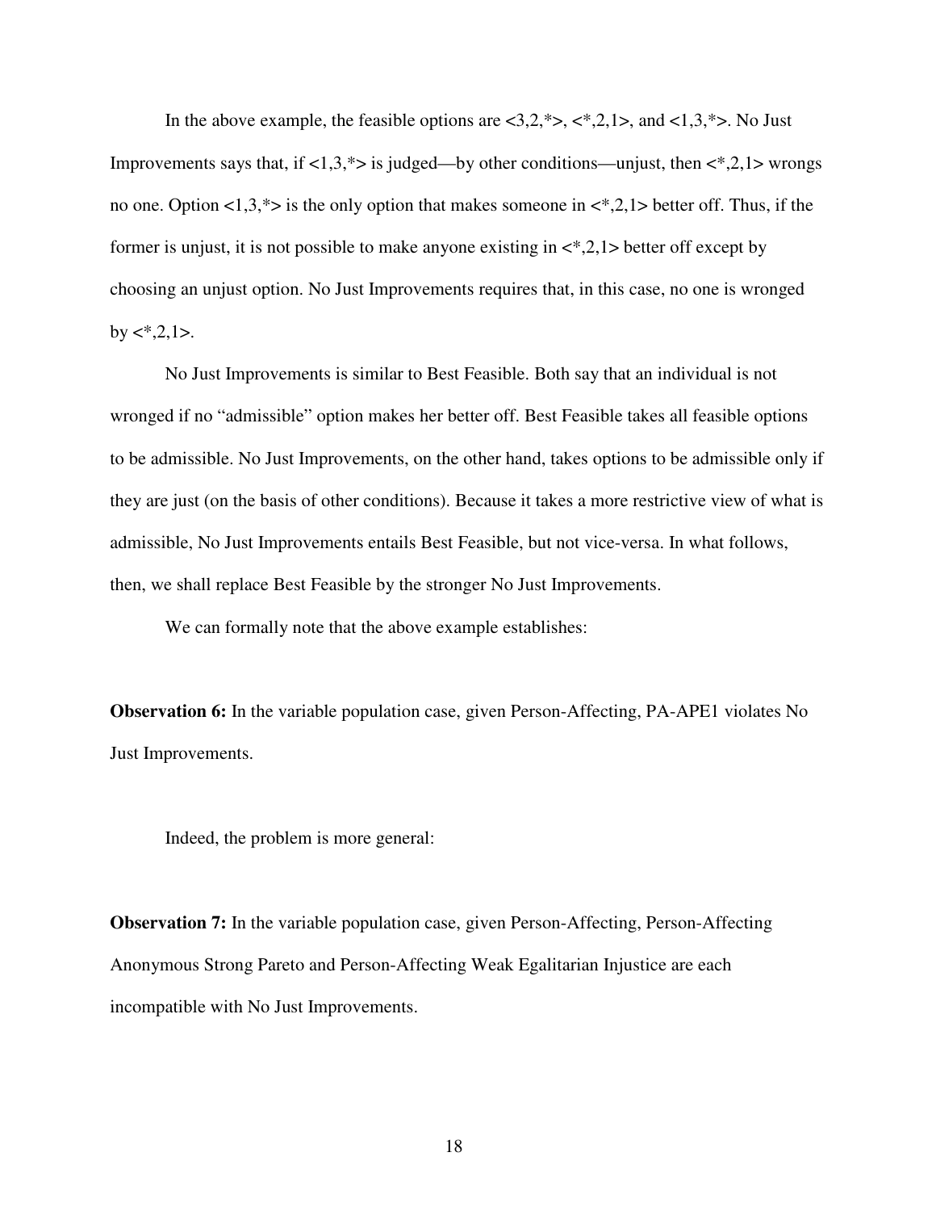In the above example, the feasible options are <3,2,*>, <*,2,1>, and <1,3,*>. No Just Improvements says that, if <1,3,*> is judged—by other conditions—unjust, then <*,2,1> wrongs no one. Option <1,3,*> is the only option that makes someone in <*,2,1> better off. Thus, if the former is unjust, it is not possible to make anyone existing in <*,2,1> better off except by choosing an unjust option. No Just Improvements requires that, in this case, no one is wronged by <*,2,1>.

No Just Improvements is similar to Best Feasible. Both say that an individual is not wronged if no "admissible" option makes her better off. Best Feasible takes all feasible options to be admissible. No Just Improvements, on the other hand, takes options to be admissible only if they are just (on the basis of other conditions). Because it takes a more restrictive view of what is admissible, No Just Improvements entails Best Feasible, but not vice-versa. In what follows, then, we shall replace Best Feasible by the stronger No Just Improvements.

We can formally note that the above example establishes:

**Observation 6:** In the variable population case, given Person-Affecting, PA-APE1 violates No Just Improvements.

Indeed, the problem is more general:

**Observation 7:** In the variable population case, given Person-Affecting, Person-Affecting Anonymous Strong Pareto and Person-Affecting Weak Egalitarian Injustice are each incompatible with No Just Improvements.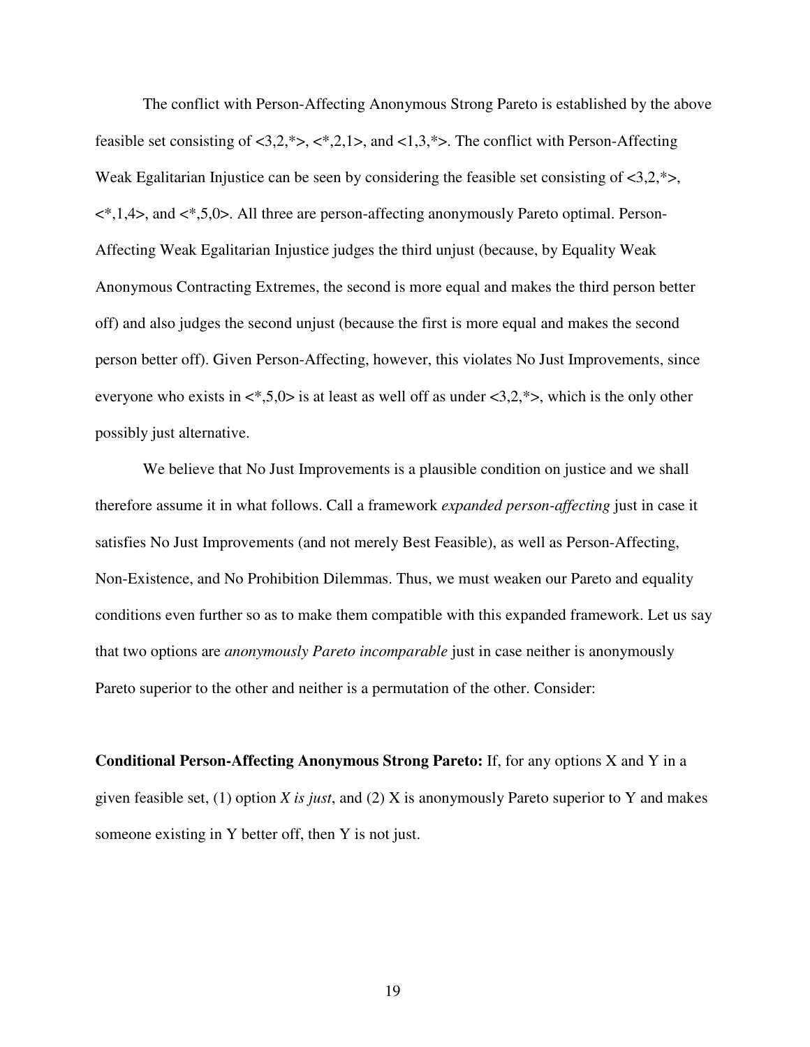The conflict with Person-Affecting Anonymous Strong Pareto is established by the above feasible set consisting of <3,2,*>, <*,2,1>, and <1,3,*>. The conflict with Person-Affecting Weak Egalitarian Injustice can be seen by considering the feasible set consisting of <3,2,*>, <*,1,4>, and <*,5,0>. All three are person-affecting anonymously Pareto optimal. Person-Affecting Weak Egalitarian Injustice judges the third unjust (because, by Equality Weak Anonymous Contracting Extremes, the second is more equal and makes the third person better off) and also judges the second unjust (because the first is more equal and makes the second person better off). Given Person-Affecting, however, this violates No Just Improvements, since everyone who exists in <*,5,0> is at least as well off as under <3,2,*>, which is the only other possibly just alternative.

We believe that No Just Improvements is a plausible condition on justice and we shall therefore assume it in what follows. Call a framework *expanded person-affecting* just in case it satisfies No Just Improvements (and not merely Best Feasible), as well as Person-Affecting, Non-Existence, and No Prohibition Dilemmas. Thus, we must weaken our Pareto and equality conditions even further so as to make them compatible with this expanded framework. Let us say that two options are *anonymously Pareto incomparable* just in case neither is anonymously Pareto superior to the other and neither is a permutation of the other. Consider:

**Conditional Person-Affecting Anonymous Strong Pareto:** If, for any options X and Y in a given feasible set, (1) option *X is just*, and (2) X is anonymously Pareto superior to Y and makes someone existing in Y better off, then Y is not just.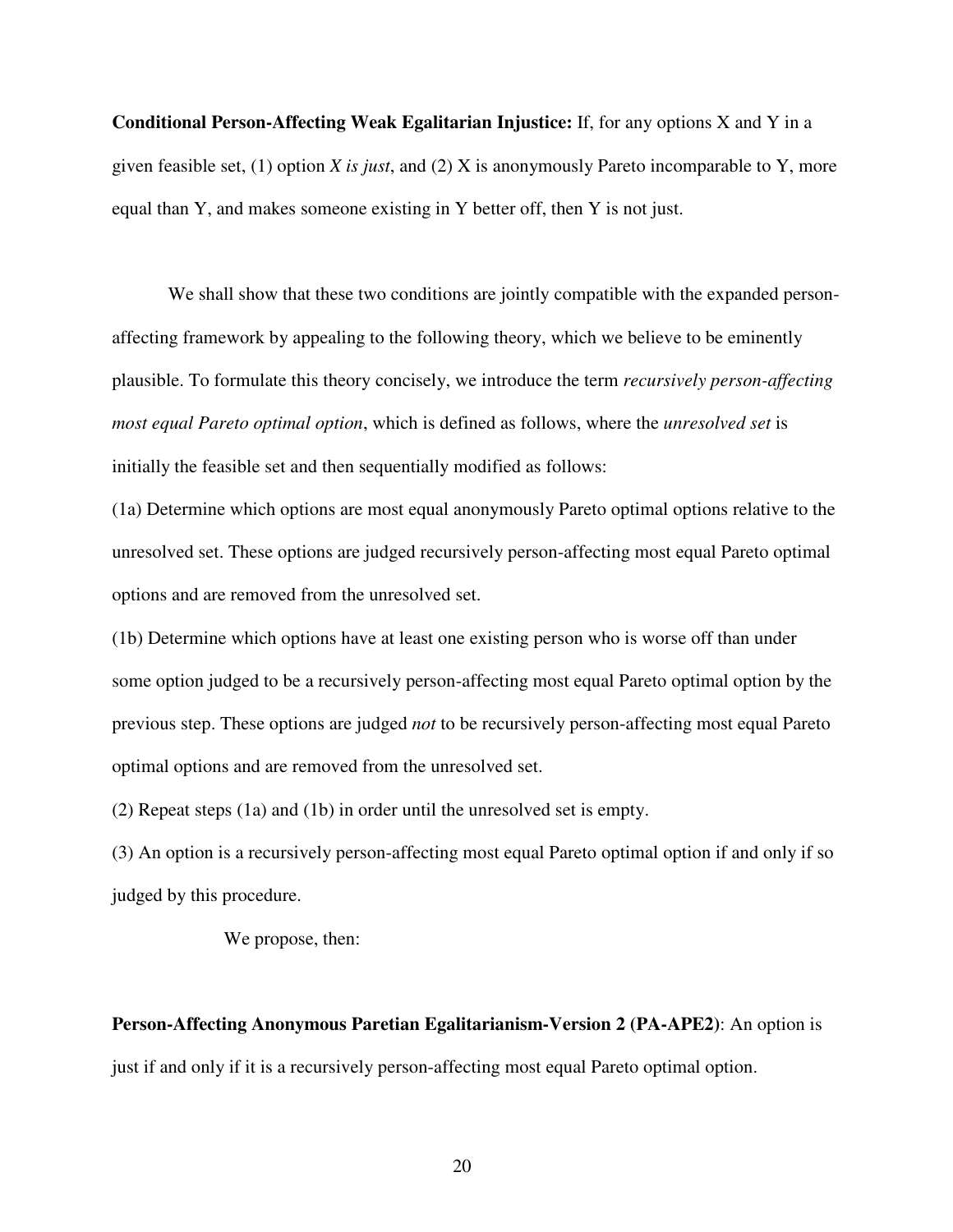**Conditional Person-Affecting Weak Egalitarian Injustice:** If, for any options X and Y in a given feasible set, (1) option *X is just*, and (2) X is anonymously Pareto incomparable to Y, more equal than Y, and makes someone existing in Y better off, then Y is not just.

We shall show that these two conditions are jointly compatible with the expanded person-affecting framework by appealing to the following theory, which we believe to be eminently plausible. To formulate this theory concisely, we introduce the term *recursively person-affecting most equal Pareto optimal option*, which is defined as follows, where the *unresolved set* is initially the feasible set and then sequentially modified as follows:

(1a) Determine which options are most equal anonymously Pareto optimal options relative to the unresolved set. These options are judged recursively person-affecting most equal Pareto optimal options and are removed from the unresolved set.

(1b) Determine which options have at least one existing person who is worse off than under some option judged to be a recursively person-affecting most equal Pareto optimal option by the previous step. These options are judged *not* to be recursively person-affecting most equal Pareto optimal options and are removed from the unresolved set.

(2) Repeat steps (1a) and (1b) in order until the unresolved set is empty.

(3) An option is a recursively person-affecting most equal Pareto optimal option if and only if so judged by this procedure.

We propose, then:

**Person-Affecting Anonymous Paretian Egalitarianism-Version 2 (PA-APE2)**: An option is just if and only if it is a recursively person-affecting most equal Pareto optimal option.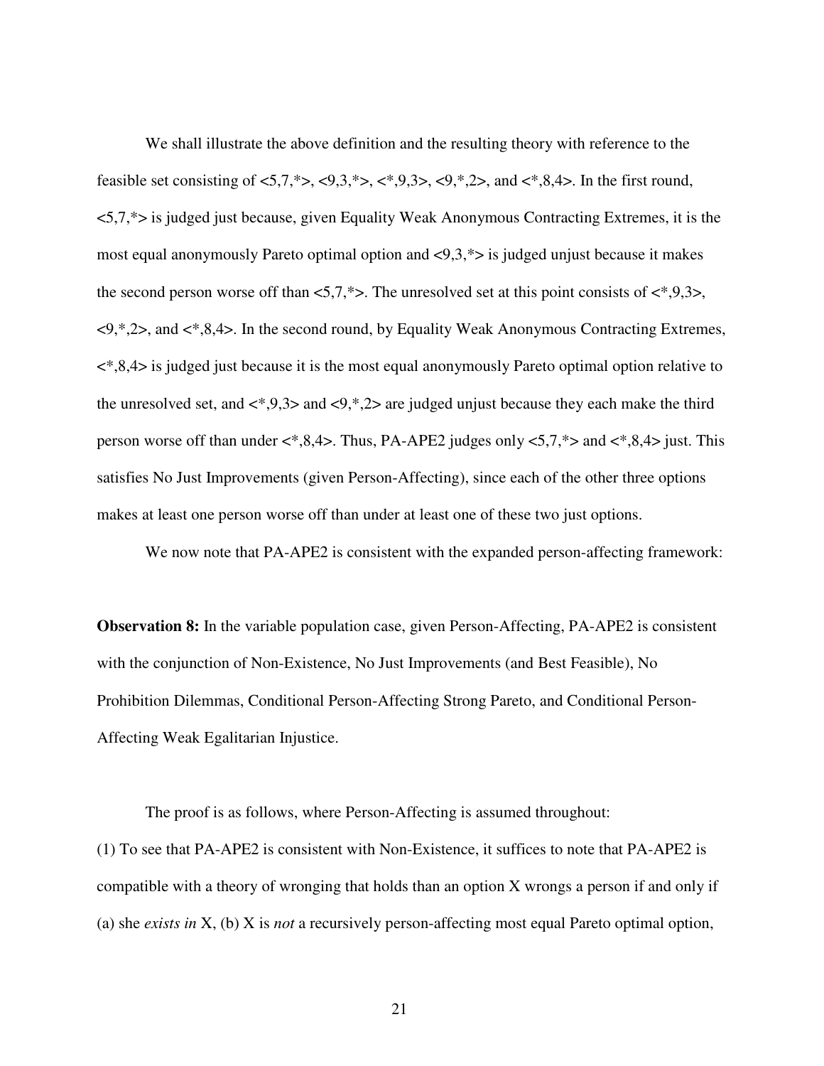We shall illustrate the above definition and the resulting theory with reference to the feasible set consisting of <5,7,*>, <9,3,*>, <*,9,3>, <9,*,2>, and <*,8,4>. In the first round, <5,7,*> is judged just because, given Equality Weak Anonymous Contracting Extremes, it is the most equal anonymously Pareto optimal option and <9,3,*> is judged unjust because it makes the second person worse off than <5,7,*>. The unresolved set at this point consists of <*,9,3>, <9,*,2>, and <*,8,4>. In the second round, by Equality Weak Anonymous Contracting Extremes, <*,8,4> is judged just because it is the most equal anonymously Pareto optimal option relative to the unresolved set, and <*,9,3> and <9,*,2> are judged unjust because they each make the third person worse off than under <*,8,4>. Thus, PA-APE2 judges only <5,7,*> and <*,8,4> just. This satisfies No Just Improvements (given Person-Affecting), since each of the other three options makes at least one person worse off than under at least one of these two just options.

We now note that PA-APE2 is consistent with the expanded person-affecting framework:

**Observation 8:** In the variable population case, given Person-Affecting, PA-APE2 is consistent with the conjunction of Non-Existence, No Just Improvements (and Best Feasible), No Prohibition Dilemmas, Conditional Person-Affecting Strong Pareto, and Conditional Person-Affecting Weak Egalitarian Injustice.

The proof is as follows, where Person-Affecting is assumed throughout:

(1) To see that PA-APE2 is consistent with Non-Existence, it suffices to note that PA-APE2 is compatible with a theory of wronging that holds than an option X wrongs a person if and only if (a) she *exists in* X, (b) X is *not* a recursively person-affecting most equal Pareto optimal option,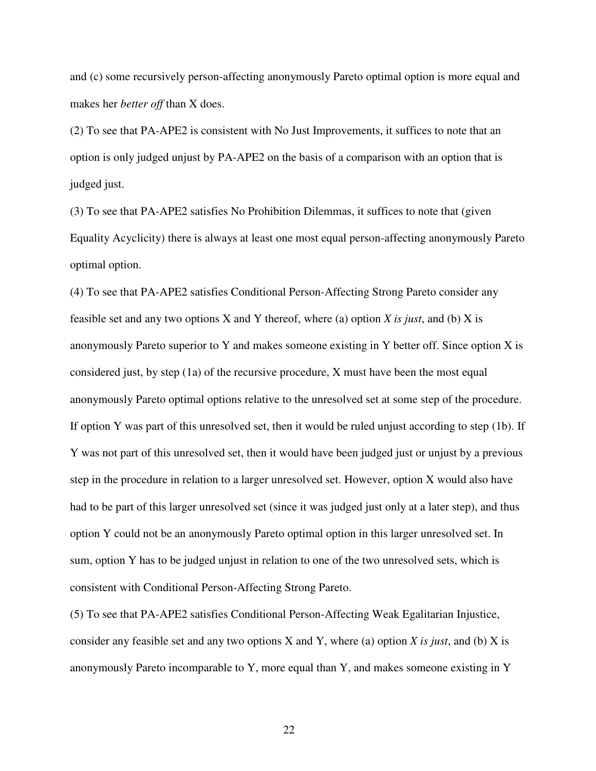and (c) some recursively person-affecting anonymously Pareto optimal option is more equal and makes her *better off* than X does.

(2) To see that PA-APE2 is consistent with No Just Improvements, it suffices to note that an option is only judged unjust by PA-APE2 on the basis of a comparison with an option that is judged just.

(3) To see that PA-APE2 satisfies No Prohibition Dilemmas, it suffices to note that (given Equality Acyclicity) there is always at least one most equal person-affecting anonymously Pareto optimal option.

(4) To see that PA-APE2 satisfies Conditional Person-Affecting Strong Pareto consider any feasible set and any two options X and Y thereof, where (a) option *X is just*, and (b) X is anonymously Pareto superior to Y and makes someone existing in Y better off. Since option X is considered just, by step (1a) of the recursive procedure, X must have been the most equal anonymously Pareto optimal options relative to the unresolved set at some step of the procedure. If option Y was part of this unresolved set, then it would be ruled unjust according to step (1b). If Y was not part of this unresolved set, then it would have been judged just or unjust by a previous step in the procedure in relation to a larger unresolved set. However, option X would also have had to be part of this larger unresolved set (since it was judged just only at a later step), and thus option Y could not be an anonymously Pareto optimal option in this larger unresolved set. In sum, option Y has to be judged unjust in relation to one of the two unresolved sets, which is consistent with Conditional Person-Affecting Strong Pareto.

(5) To see that PA-APE2 satisfies Conditional Person-Affecting Weak Egalitarian Injustice, consider any feasible set and any two options X and Y, where (a) option *X is just*, and (b) X is anonymously Pareto incomparable to Y, more equal than Y, and makes someone existing in Y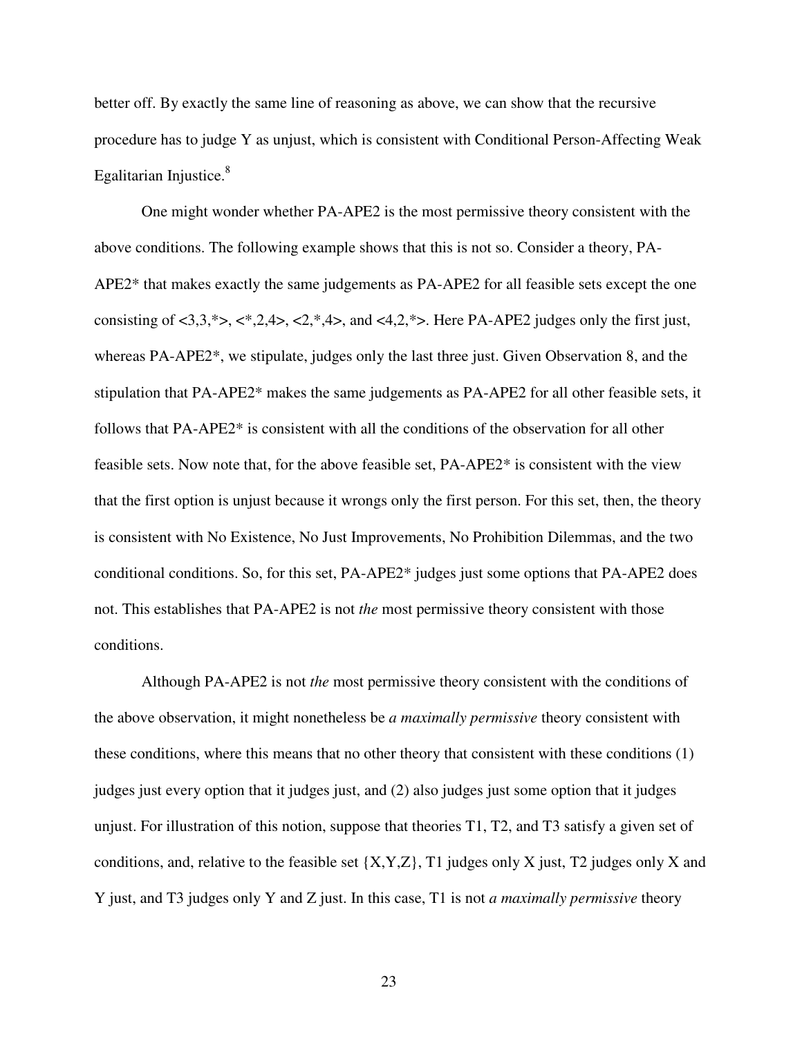better off. By exactly the same line of reasoning as above, we can show that the recursive procedure has to judge Y as unjust, which is consistent with Conditional Person-Affecting Weak Egalitarian Injustice.[8]

One might wonder whether PA-APE2 is the most permissive theory consistent with the above conditions. The following example shows that this is not so. Consider a theory, PA-APE2* that makes exactly the same judgements as PA-APE2 for all feasible sets except the one consisting of <3,3,*>, <*,2,4>, <2,*,4>, and <4,2,*>. Here PA-APE2 judges only the first just, whereas PA-APE2*, we stipulate, judges only the last three just. Given Observation 8, and the stipulation that PA-APE2* makes the same judgements as PA-APE2 for all other feasible sets, it follows that PA-APE2* is consistent with all the conditions of the observation for all other feasible sets. Now note that, for the above feasible set, PA-APE2* is consistent with the view that the first option is unjust because it wrongs only the first person. For this set, then, the theory is consistent with No Existence, No Just Improvements, No Prohibition Dilemmas, and the two conditional conditions. So, for this set, PA-APE2* judges just some options that PA-APE2 does not. This establishes that PA-APE2 is not *the* most permissive theory consistent with those conditions.

Although PA-APE2 is not *the* most permissive theory consistent with the conditions of the above observation, it might nonetheless be *a maximally permissive* theory consistent with these conditions, where this means that no other theory that consistent with these conditions (1) judges just every option that it judges just, and (2) also judges just some option that it judges unjust. For illustration of this notion, suppose that theories T1, T2, and T3 satisfy a given set of conditions, and, relative to the feasible set {X,Y,Z}, T1 judges only X just, T2 judges only X and Y just, and T3 judges only Y and Z just. In this case, T1 is not *a maximally permissive* theory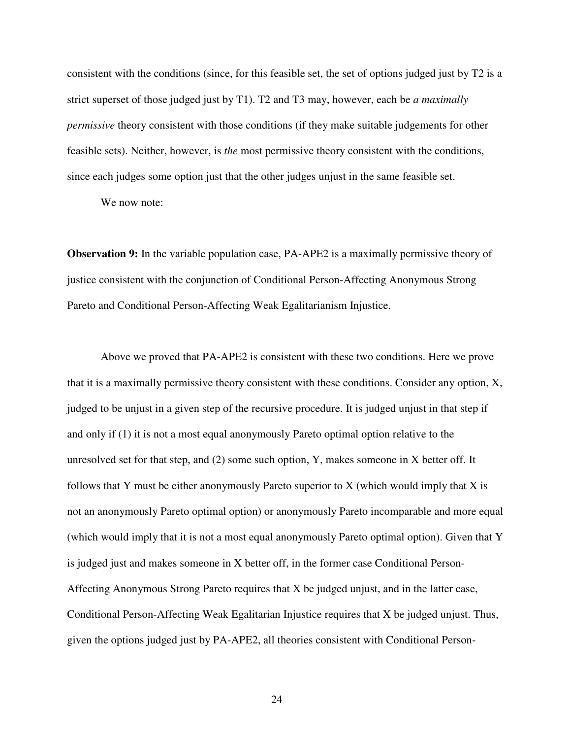consistent with the conditions (since, for this feasible set, the set of options judged just by T2 is a strict superset of those judged just by T1). T2 and T3 may, however, each be *a maximally permissive* theory consistent with those conditions (if they make suitable judgements for other feasible sets). Neither, however, is *the* most permissive theory consistent with the conditions, since each judges some option just that the other judges unjust in the same feasible set.

We now note:

**Observation 9:** In the variable population case, PA-APE2 is a maximally permissive theory of justice consistent with the conjunction of Conditional Person-Affecting Anonymous Strong Pareto and Conditional Person-Affecting Weak Egalitarianism Injustice.

Above we proved that PA-APE2 is consistent with these two conditions. Here we prove that it is a maximally permissive theory consistent with these conditions. Consider any option, X, judged to be unjust in a given step of the recursive procedure. It is judged unjust in that step if and only if (1) it is not a most equal anonymously Pareto optimal option relative to the unresolved set for that step, and (2) some such option, Y, makes someone in X better off. It follows that Y must be either anonymously Pareto superior to X (which would imply that X is not an anonymously Pareto optimal option) or anonymously Pareto incomparable and more equal (which would imply that it is not a most equal anonymously Pareto optimal option). Given that Y is judged just and makes someone in X better off, in the former case Conditional Person-Affecting Anonymous Strong Pareto requires that X be judged unjust, and in the latter case, Conditional Person-Affecting Weak Egalitarian Injustice requires that X be judged unjust. Thus, given the options judged just by PA-APE2, all theories consistent with Conditional Person-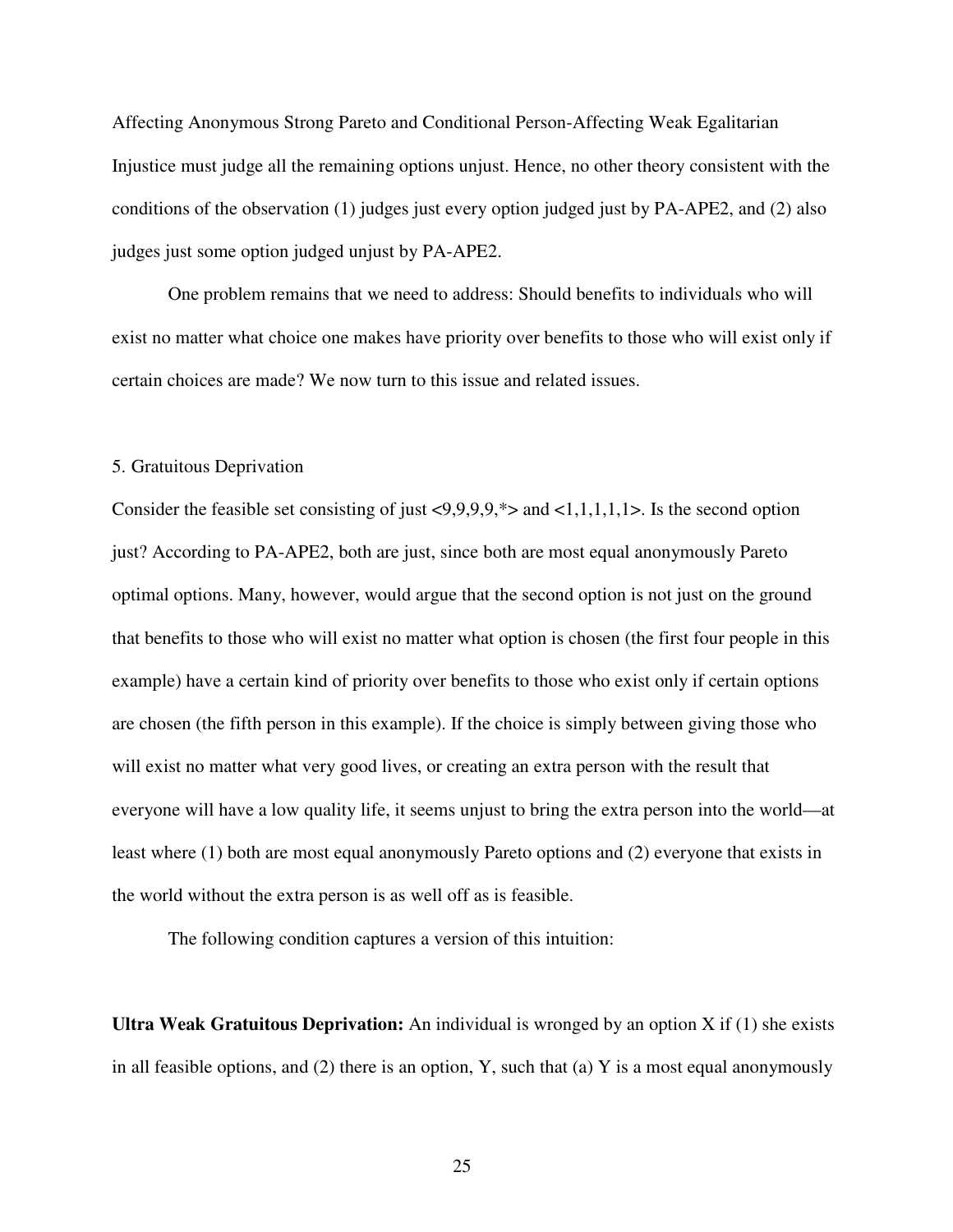Affecting Anonymous Strong Pareto and Conditional Person-Affecting Weak Egalitarian Injustice must judge all the remaining options unjust. Hence, no other theory consistent with the conditions of the observation (1) judges just every option judged just by PA-APE2, and (2) also judges just some option judged unjust by PA-APE2.

One problem remains that we need to address: Should benefits to individuals who will exist no matter what choice one makes have priority over benefits to those who will exist only if certain choices are made? We now turn to this issue and related issues.

## 5. Gratuitous Deprivation

Consider the feasible set consisting of just <9,9,9,9,*> and <1,1,1,1,1>. Is the second option just? According to PA-APE2, both are just, since both are most equal anonymously Pareto optimal options. Many, however, would argue that the second option is not just on the ground that benefits to those who will exist no matter what option is chosen (the first four people in this example) have a certain kind of priority over benefits to those who exist only if certain options are chosen (the fifth person in this example). If the choice is simply between giving those who will exist no matter what very good lives, or creating an extra person with the result that everyone will have a low quality life, it seems unjust to bring the extra person into the world—at least where (1) both are most equal anonymously Pareto options and (2) everyone that exists in the world without the extra person is as well off as is feasible.

The following condition captures a version of this intuition:

**Ultra Weak Gratuitous Deprivation:** An individual is wronged by an option X if (1) she exists in all feasible options, and (2) there is an option, Y, such that (a) Y is a most equal anonymously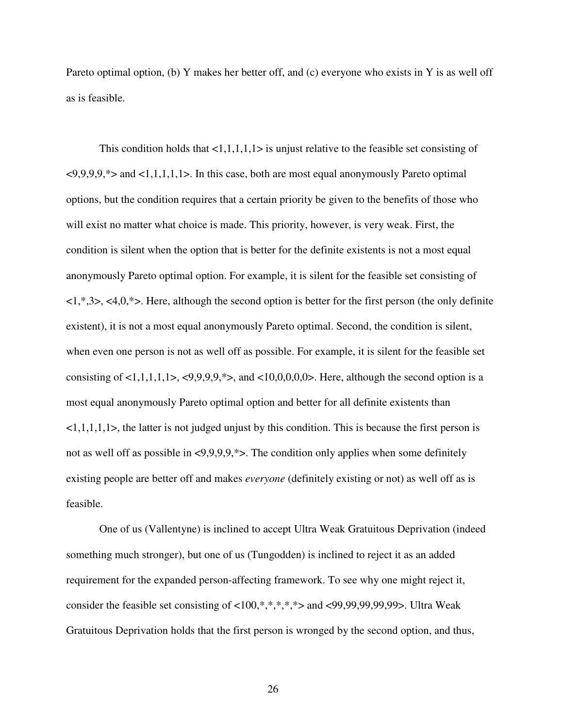Pareto optimal option, (b) Y makes her better off, and (c) everyone who exists in Y is as well off as is feasible.

This condition holds that <1,1,1,1,1> is unjust relative to the feasible set consisting of <9,9,9,9,*> and <1,1,1,1,1>. In this case, both are most equal anonymously Pareto optimal options, but the condition requires that a certain priority be given to the benefits of those who will exist no matter what choice is made. This priority, however, is very weak. First, the condition is silent when the option that is better for the definite existents is not a most equal anonymously Pareto optimal option. For example, it is silent for the feasible set consisting of <1,*,3>, <4,0,*>. Here, although the second option is better for the first person (the only definite existent), it is not a most equal anonymously Pareto optimal. Second, the condition is silent, when even one person is not as well off as possible. For example, it is silent for the feasible set consisting of <1,1,1,1,1>, <9,9,9,9,*>, and <10,0,0,0,0>. Here, although the second option is a most equal anonymously Pareto optimal option and better for all definite existents than <1,1,1,1,1>, the latter is not judged unjust by this condition. This is because the first person is not as well off as possible in <9,9,9,9,*>. The condition only applies when some definitely existing people are better off and makes *everyone* (definitely existing or not) as well off as is feasible.

One of us (Vallentyne) is inclined to accept Ultra Weak Gratuitous Deprivation (indeed something much stronger), but one of us (Tungodden) is inclined to reject it as an added requirement for the expanded person-affecting framework. To see why one might reject it, consider the feasible set consisting of <100,*,*,*,*,*> and <99,99,99,99,99>. Ultra Weak Gratuitous Deprivation holds that the first person is wronged by the second option, and thus,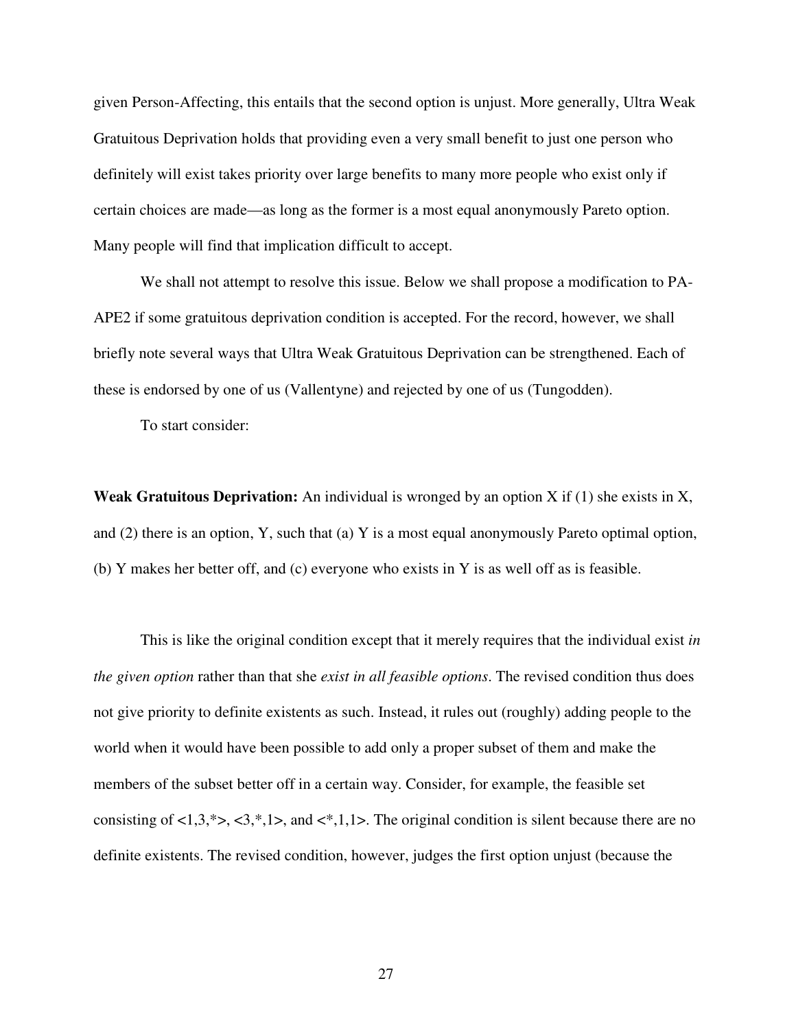given Person-Affecting, this entails that the second option is unjust. More generally, Ultra Weak Gratuitous Deprivation holds that providing even a very small benefit to just one person who definitely will exist takes priority over large benefits to many more people who exist only if certain choices are made—as long as the former is a most equal anonymously Pareto option. Many people will find that implication difficult to accept.

We shall not attempt to resolve this issue. Below we shall propose a modification to PA-APE2 if some gratuitous deprivation condition is accepted. For the record, however, we shall briefly note several ways that Ultra Weak Gratuitous Deprivation can be strengthened. Each of these is endorsed by one of us (Vallentyne) and rejected by one of us (Tungodden).

To start consider:

**Weak Gratuitous Deprivation:** An individual is wronged by an option X if (1) she exists in X, and (2) there is an option, Y, such that (a) Y is a most equal anonymously Pareto optimal option, (b) Y makes her better off, and (c) everyone who exists in Y is as well off as is feasible.

This is like the original condition except that it merely requires that the individual exist *in the given option* rather than that she *exist in all feasible options*. The revised condition thus does not give priority to definite existents as such. Instead, it rules out (roughly) adding people to the world when it would have been possible to add only a proper subset of them and make the members of the subset better off in a certain way. Consider, for example, the feasible set consisting of <1,3,*>, <3,*,1>, and <*,1,1>. The original condition is silent because there are no definite existents. The revised condition, however, judges the first option unjust (because the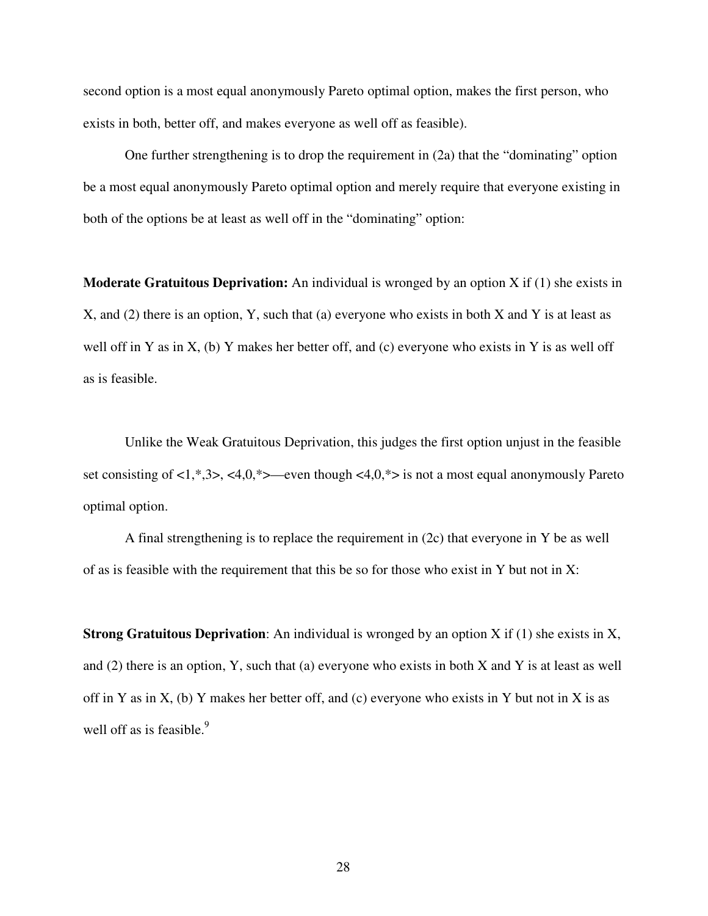second option is a most equal anonymously Pareto optimal option, makes the first person, who exists in both, better off, and makes everyone as well off as feasible).

One further strengthening is to drop the requirement in (2a) that the "dominating" option be a most equal anonymously Pareto optimal option and merely require that everyone existing in both of the options be at least as well off in the "dominating" option:

**Moderate Gratuitous Deprivation:** An individual is wronged by an option X if (1) she exists in X, and (2) there is an option, Y, such that (a) everyone who exists in both X and Y is at least as well off in Y as in X, (b) Y makes her better off, and (c) everyone who exists in Y is as well off as is feasible.

Unlike the Weak Gratuitous Deprivation, this judges the first option unjust in the feasible set consisting of <1,*,3>, <4,0,*>—even though <4,0,*> is not a most equal anonymously Pareto optimal option.

A final strengthening is to replace the requirement in (2c) that everyone in Y be as well of as is feasible with the requirement that this be so for those who exist in Y but not in X:

**Strong Gratuitous Deprivation**: An individual is wronged by an option X if (1) she exists in X, and (2) there is an option, Y, such that (a) everyone who exists in both X and Y is at least as well off in Y as in X, (b) Y makes her better off, and (c) everyone who exists in Y but not in X is as well off as is feasible.[9]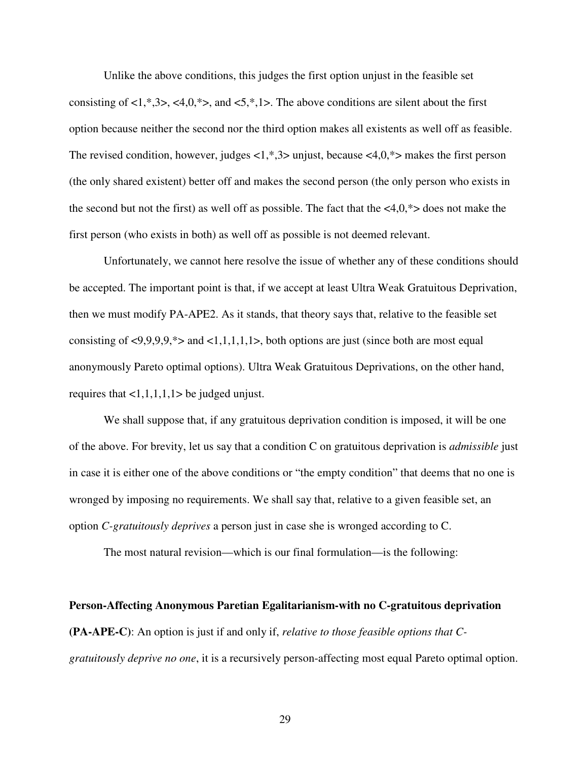Unlike the above conditions, this judges the first option unjust in the feasible set consisting of <1,*,3>, <4,0,*>, and <5,*,1>. The above conditions are silent about the first option because neither the second nor the third option makes all existents as well off as feasible. The revised condition, however, judges <1,*,3> unjust, because <4,0,*> makes the first person (the only shared existent) better off and makes the second person (the only person who exists in the second but not the first) as well off as possible. The fact that the <4,0,*> does not make the first person (who exists in both) as well off as possible is not deemed relevant.

Unfortunately, we cannot here resolve the issue of whether any of these conditions should be accepted. The important point is that, if we accept at least Ultra Weak Gratuitous Deprivation, then we must modify PA-APE2. As it stands, that theory says that, relative to the feasible set consisting of <9,9,9,9,*> and <1,1,1,1,1>, both options are just (since both are most equal anonymously Pareto optimal options). Ultra Weak Gratuitous Deprivations, on the other hand, requires that <1,1,1,1,1> be judged unjust.

We shall suppose that, if any gratuitous deprivation condition is imposed, it will be one of the above. For brevity, let us say that a condition C on gratuitous deprivation is *admissible* just in case it is either one of the above conditions or "the empty condition" that deems that no one is wronged by imposing no requirements. We shall say that, relative to a given feasible set, an option *C-gratuitously deprives* a person just in case she is wronged according to C.

The most natural revision—which is our final formulation—is the following:

**Person-Affecting Anonymous Paretian Egalitarianism-with no C-gratuitous deprivation (PA-APE-C)**: An option is just if and only if, *relative to those feasible options that C-gratuitously deprive no one*, it is a recursively person-affecting most equal Pareto optimal option.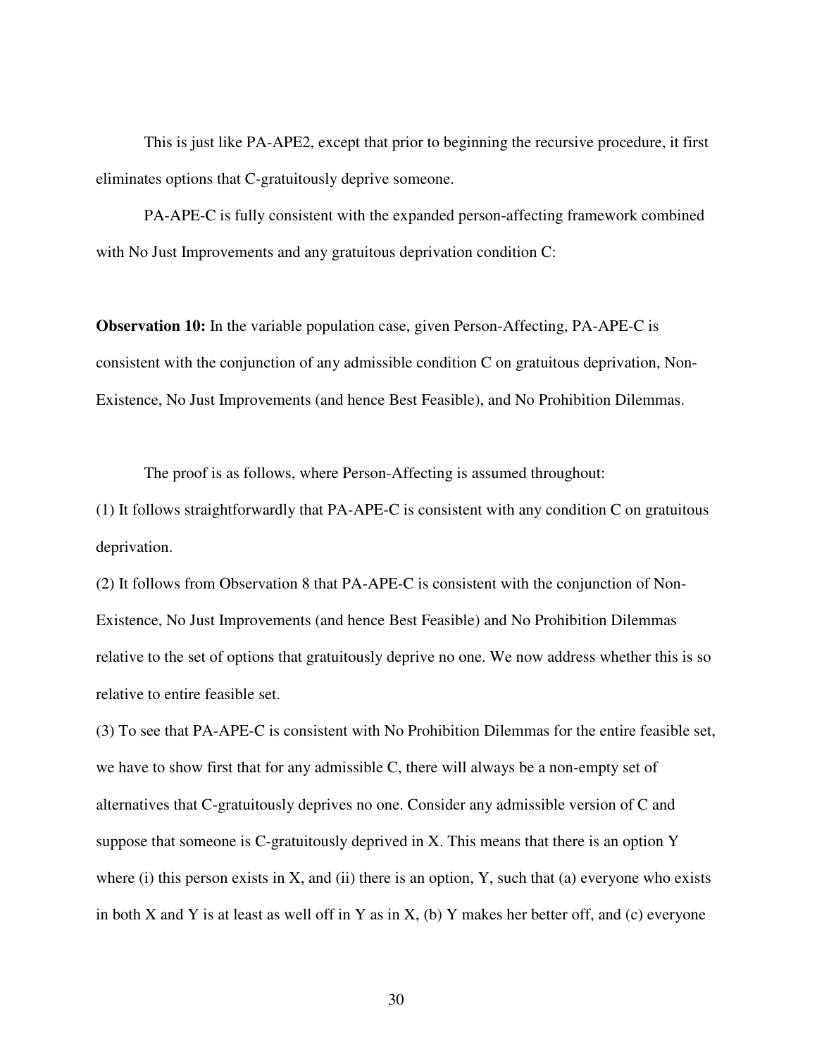This is just like PA-APE2, except that prior to beginning the recursive procedure, it first eliminates options that C-gratuitously deprive someone.

PA-APE-C is fully consistent with the expanded person-affecting framework combined with No Just Improvements and any gratuitous deprivation condition C:

**Observation 10:** In the variable population case, given Person-Affecting, PA-APE-C is consistent with the conjunction of any admissible condition C on gratuitous deprivation, Non-Existence, No Just Improvements (and hence Best Feasible), and No Prohibition Dilemmas.

The proof is as follows, where Person-Affecting is assumed throughout:

(1) It follows straightforwardly that PA-APE-C is consistent with any condition C on gratuitous deprivation.

(2) It follows from Observation 8 that PA-APE-C is consistent with the conjunction of Non-Existence, No Just Improvements (and hence Best Feasible) and No Prohibition Dilemmas relative to the set of options that gratuitously deprive no one. We now address whether this is so relative to entire feasible set.

(3) To see that PA-APE-C is consistent with No Prohibition Dilemmas for the entire feasible set, we have to show first that for any admissible C, there will always be a non-empty set of alternatives that C-gratuitously deprives no one. Consider any admissible version of C and suppose that someone is C-gratuitously deprived in X. This means that there is an option Y where (i) this person exists in X, and (ii) there is an option, Y, such that (a) everyone who exists in both X and Y is at least as well off in Y as in X, (b) Y makes her better off, and (c) everyone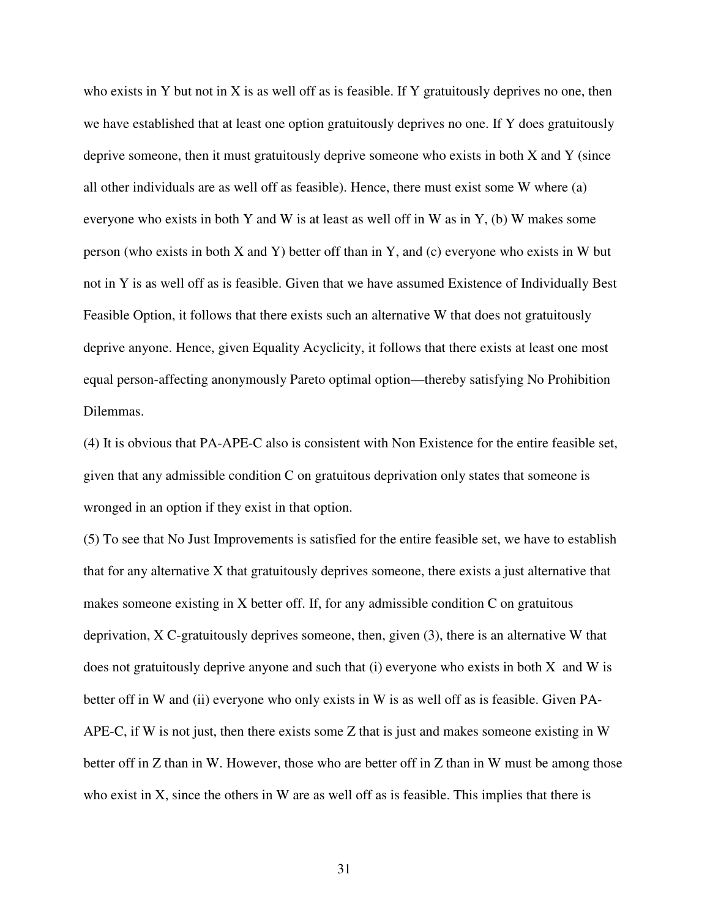who exists in Y but not in X is as well off as is feasible. If Y gratuitously deprives no one, then we have established that at least one option gratuitously deprives no one. If Y does gratuitously deprive someone, then it must gratuitously deprive someone who exists in both X and Y (since all other individuals are as well off as feasible). Hence, there must exist some W where (a) everyone who exists in both Y and W is at least as well off in W as in Y, (b) W makes some person (who exists in both X and Y) better off than in Y, and (c) everyone who exists in W but not in Y is as well off as is feasible. Given that we have assumed Existence of Individually Best Feasible Option, it follows that there exists such an alternative W that does not gratuitously deprive anyone. Hence, given Equality Acyclicity, it follows that there exists at least one most equal person-affecting anonymously Pareto optimal option—thereby satisfying No Prohibition Dilemmas.

(4) It is obvious that PA-APE-C also is consistent with Non Existence for the entire feasible set, given that any admissible condition C on gratuitous deprivation only states that someone is wronged in an option if they exist in that option.

(5) To see that No Just Improvements is satisfied for the entire feasible set, we have to establish that for any alternative X that gratuitously deprives someone, there exists a just alternative that makes someone existing in X better off. If, for any admissible condition C on gratuitous deprivation, X C-gratuitously deprives someone, then, given (3), there is an alternative W that does not gratuitously deprive anyone and such that (i) everyone who exists in both X and W is better off in W and (ii) everyone who only exists in W is as well off as is feasible. Given PA-APE-C, if W is not just, then there exists some Z that is just and makes someone existing in W better off in Z than in W. However, those who are better off in Z than in W must be among those who exist in X, since the others in W are as well off as is feasible. This implies that there is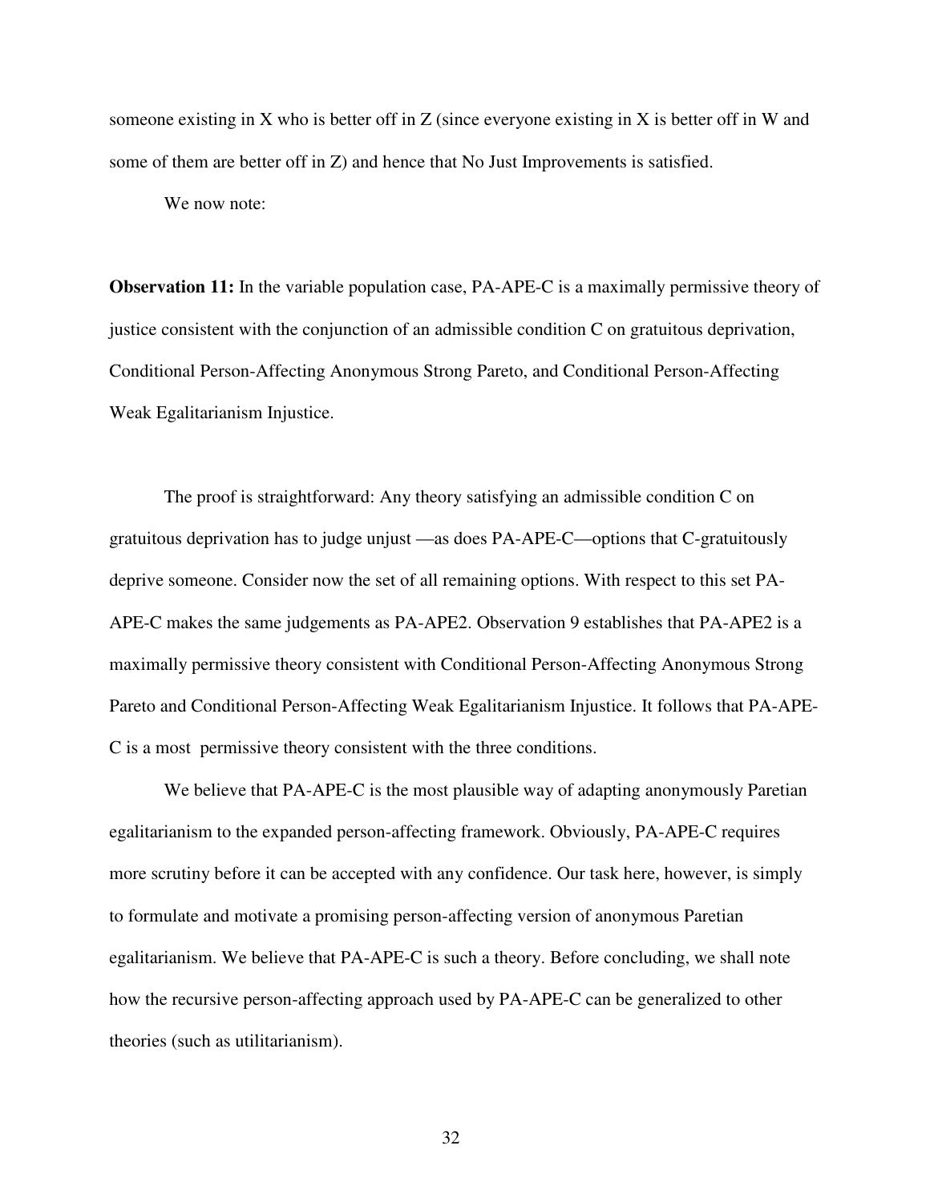someone existing in X who is better off in Z (since everyone existing in X is better off in W and some of them are better off in Z) and hence that No Just Improvements is satisfied.

We now note:

**Observation 11:** In the variable population case, PA-APE-C is a maximally permissive theory of justice consistent with the conjunction of an admissible condition C on gratuitous deprivation, Conditional Person-Affecting Anonymous Strong Pareto, and Conditional Person-Affecting Weak Egalitarianism Injustice.

The proof is straightforward: Any theory satisfying an admissible condition C on gratuitous deprivation has to judge unjust —as does PA-APE-C—options that C-gratuitously deprive someone. Consider now the set of all remaining options. With respect to this set PA-APE-C makes the same judgements as PA-APE2. Observation 9 establishes that PA-APE2 is a maximally permissive theory consistent with Conditional Person-Affecting Anonymous Strong Pareto and Conditional Person-Affecting Weak Egalitarianism Injustice. It follows that PA-APE-C is a most permissive theory consistent with the three conditions.

We believe that PA-APE-C is the most plausible way of adapting anonymously Paretian egalitarianism to the expanded person-affecting framework. Obviously, PA-APE-C requires more scrutiny before it can be accepted with any confidence. Our task here, however, is simply to formulate and motivate a promising person-affecting version of anonymous Paretian egalitarianism. We believe that PA-APE-C is such a theory. Before concluding, we shall note how the recursive person-affecting approach used by PA-APE-C can be generalized to other theories (such as utilitarianism).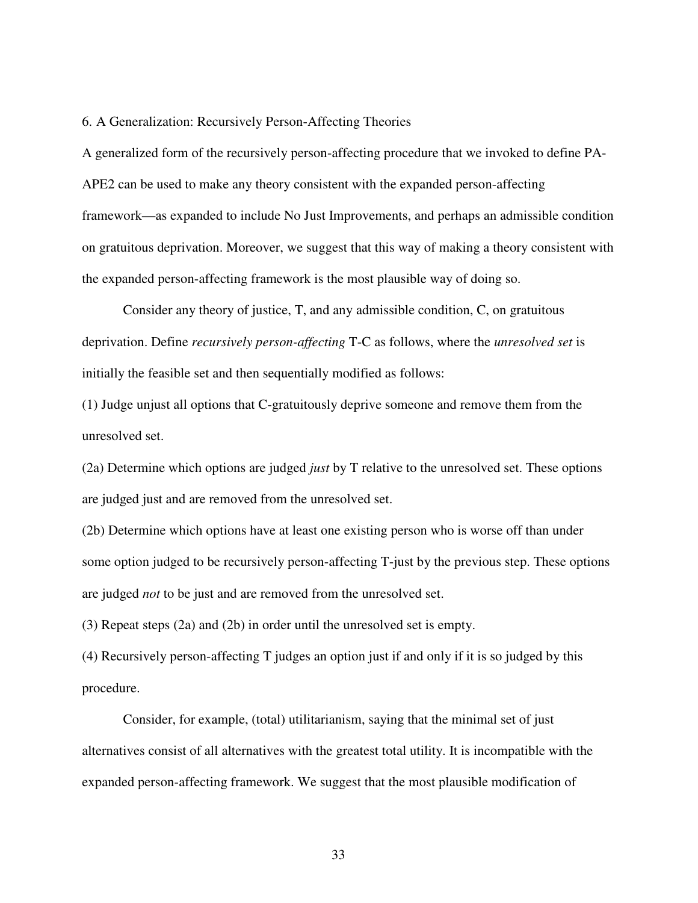## 6. A Generalization: Recursively Person-Affecting Theories

A generalized form of the recursively person-affecting procedure that we invoked to define PA-APE2 can be used to make any theory consistent with the expanded person-affecting framework—as expanded to include No Just Improvements, and perhaps an admissible condition on gratuitous deprivation. Moreover, we suggest that this way of making a theory consistent with the expanded person-affecting framework is the most plausible way of doing so.

Consider any theory of justice, T, and any admissible condition, C, on gratuitous deprivation. Define *recursively person-affecting* T-C as follows, where the *unresolved set* is initially the feasible set and then sequentially modified as follows:

(1) Judge unjust all options that C-gratuitously deprive someone and remove them from the unresolved set.

(2a) Determine which options are judged *just* by T relative to the unresolved set. These options are judged just and are removed from the unresolved set.

(2b) Determine which options have at least one existing person who is worse off than under some option judged to be recursively person-affecting T-just by the previous step. These options are judged *not* to be just and are removed from the unresolved set.

(3) Repeat steps (2a) and (2b) in order until the unresolved set is empty.

(4) Recursively person-affecting T judges an option just if and only if it is so judged by this procedure.

Consider, for example, (total) utilitarianism, saying that the minimal set of just alternatives consist of all alternatives with the greatest total utility. It is incompatible with the expanded person-affecting framework. We suggest that the most plausible modification of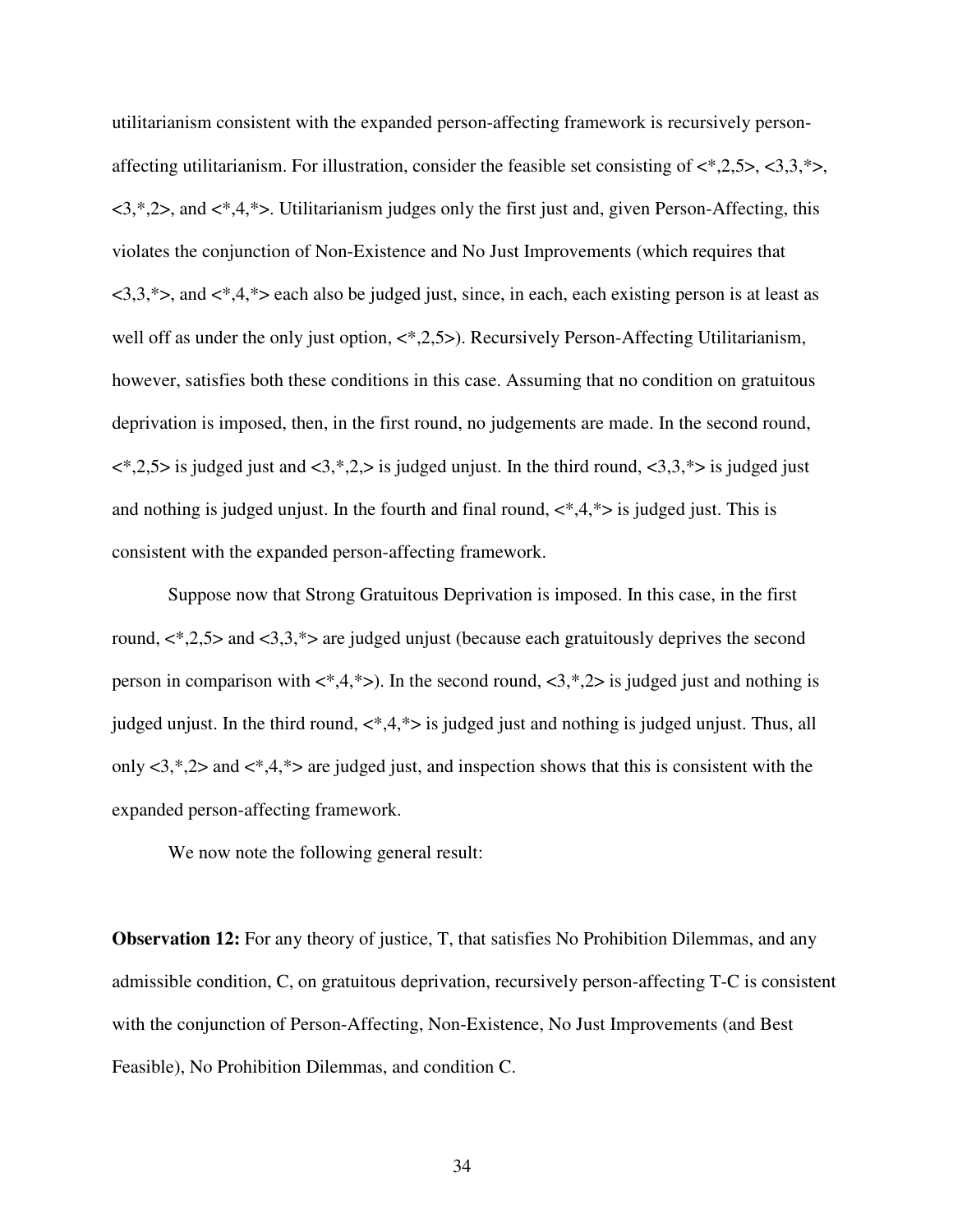utilitarianism consistent with the expanded person-affecting framework is recursively person-affecting utilitarianism. For illustration, consider the feasible set consisting of <*,2,5>, <3,3,*>, <3,*,2>, and <*,4,*>. Utilitarianism judges only the first just and, given Person-Affecting, this violates the conjunction of Non-Existence and No Just Improvements (which requires that <3,3,*>, and <*,4,*> each also be judged just, since, in each, each existing person is at least as well off as under the only just option, <*,2,5>). Recursively Person-Affecting Utilitarianism, however, satisfies both these conditions in this case. Assuming that no condition on gratuitous deprivation is imposed, then, in the first round, no judgements are made. In the second round, <*,2,5> is judged just and <3,*,2,> is judged unjust. In the third round, <3,3,*> is judged just and nothing is judged unjust. In the fourth and final round, <*,4,*> is judged just. This is consistent with the expanded person-affecting framework.

Suppose now that Strong Gratuitous Deprivation is imposed. In this case, in the first round, <*,2,5> and <3,3,*> are judged unjust (because each gratuitously deprives the second person in comparison with <*,4,*>). In the second round, <3,*,2> is judged just and nothing is judged unjust. In the third round, <*,4,*> is judged just and nothing is judged unjust. Thus, all only <3,*,2> and <*,4,*> are judged just, and inspection shows that this is consistent with the expanded person-affecting framework.

We now note the following general result:

**Observation 12:** For any theory of justice, T, that satisfies No Prohibition Dilemmas, and any admissible condition, C, on gratuitous deprivation, recursively person-affecting T-C is consistent with the conjunction of Person-Affecting, Non-Existence, No Just Improvements (and Best Feasible), No Prohibition Dilemmas, and condition C.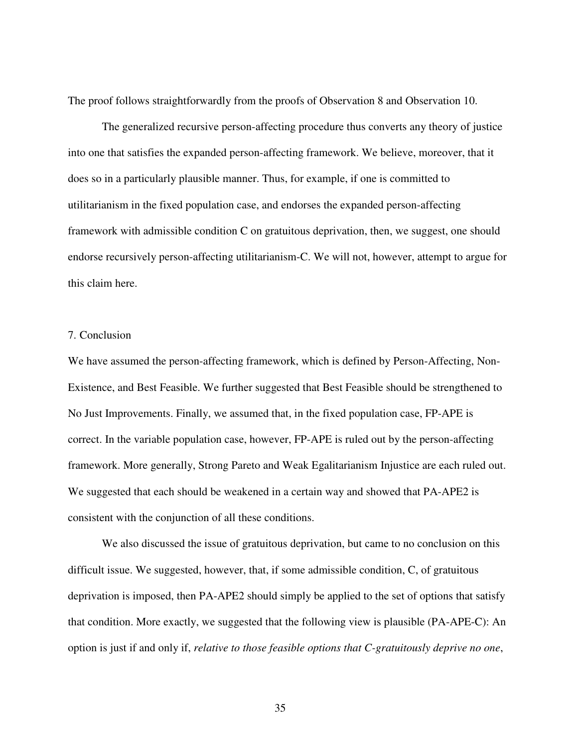The proof follows straightforwardly from the proofs of Observation 8 and Observation 10.

The generalized recursive person-affecting procedure thus converts any theory of justice into one that satisfies the expanded person-affecting framework. We believe, moreover, that it does so in a particularly plausible manner. Thus, for example, if one is committed to utilitarianism in the fixed population case, and endorses the expanded person-affecting framework with admissible condition C on gratuitous deprivation, then, we suggest, one should endorse recursively person-affecting utilitarianism-C. We will not, however, attempt to argue for this claim here.

## 7. Conclusion

We have assumed the person-affecting framework, which is defined by Person-Affecting, Non-Existence, and Best Feasible. We further suggested that Best Feasible should be strengthened to No Just Improvements. Finally, we assumed that, in the fixed population case, FP-APE is correct. In the variable population case, however, FP-APE is ruled out by the person-affecting framework. More generally, Strong Pareto and Weak Egalitarianism Injustice are each ruled out. We suggested that each should be weakened in a certain way and showed that PA-APE2 is consistent with the conjunction of all these conditions.

We also discussed the issue of gratuitous deprivation, but came to no conclusion on this difficult issue. We suggested, however, that, if some admissible condition, C, of gratuitous deprivation is imposed, then PA-APE2 should simply be applied to the set of options that satisfy that condition. More exactly, we suggested that the following view is plausible (PA-APE-C): An option is just if and only if, *relative to those feasible options that C-gratuitously deprive no one*,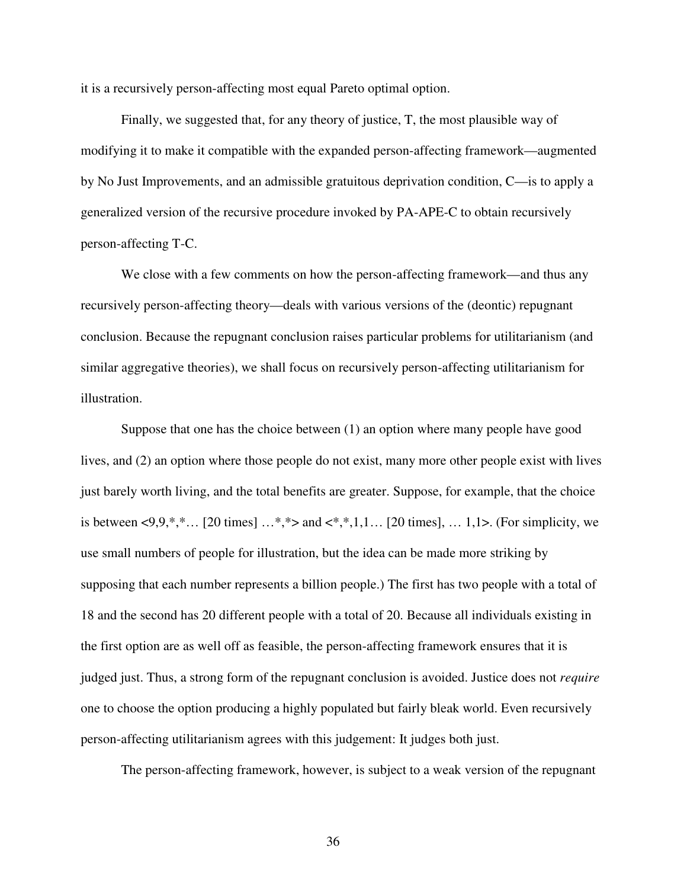it is a recursively person-affecting most equal Pareto optimal option.

Finally, we suggested that, for any theory of justice, T, the most plausible way of modifying it to make it compatible with the expanded person-affecting framework—augmented by No Just Improvements, and an admissible gratuitous deprivation condition, C—is to apply a generalized version of the recursive procedure invoked by PA-APE-C to obtain recursively person-affecting T-C.

We close with a few comments on how the person-affecting framework—and thus any recursively person-affecting theory—deals with various versions of the (deontic) repugnant conclusion. Because the repugnant conclusion raises particular problems for utilitarianism (and similar aggregative theories), we shall focus on recursively person-affecting utilitarianism for illustration.

Suppose that one has the choice between (1) an option where many people have good lives, and (2) an option where those people do not exist, many more other people exist with lives just barely worth living, and the total benefits are greater. Suppose, for example, that the choice is between <9,9,*,*… [20 times] …*,*> and <*,*,1,1… [20 times], … 1,1>. (For simplicity, we use small numbers of people for illustration, but the idea can be made more striking by supposing that each number represents a billion people.) The first has two people with a total of 18 and the second has 20 different people with a total of 20. Because all individuals existing in the first option are as well off as feasible, the person-affecting framework ensures that it is judged just. Thus, a strong form of the repugnant conclusion is avoided. Justice does not *require* one to choose the option producing a highly populated but fairly bleak world. Even recursively person-affecting utilitarianism agrees with this judgement: It judges both just.

The person-affecting framework, however, is subject to a weak version of the repugnant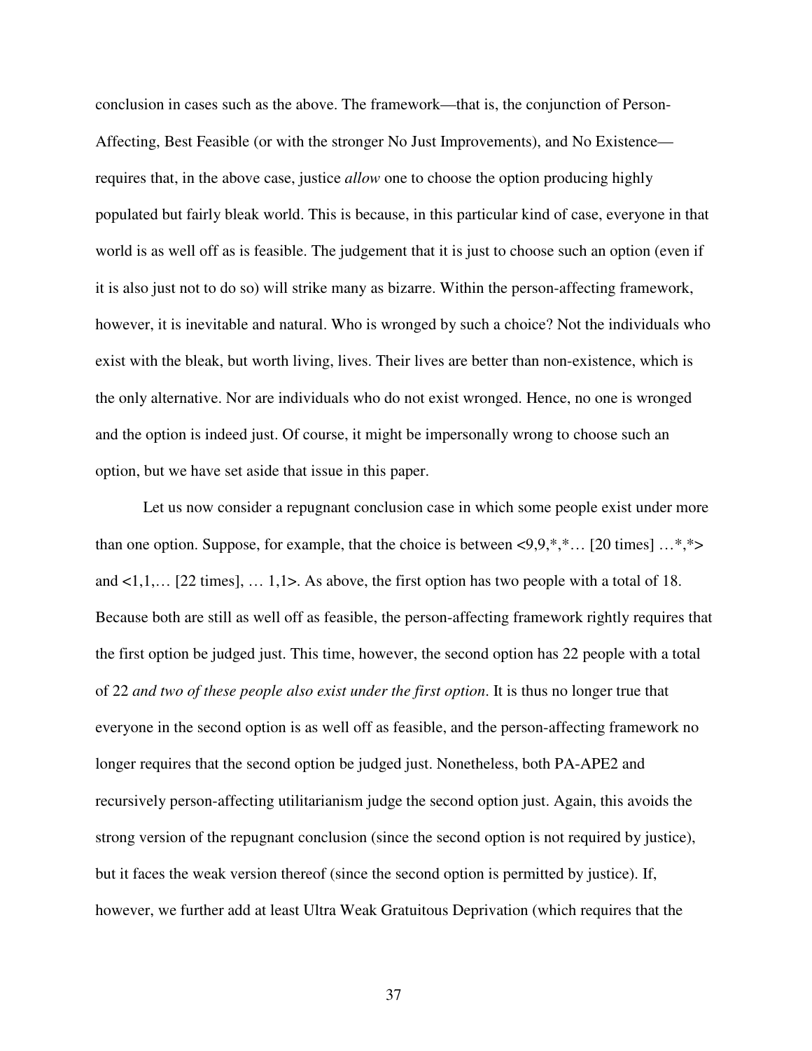conclusion in cases such as the above. The framework—that is, the conjunction of Person-Affecting, Best Feasible (or with the stronger No Just Improvements), and No Existence—requires that, in the above case, justice *allow* one to choose the option producing highly populated but fairly bleak world. This is because, in this particular kind of case, everyone in that world is as well off as is feasible. The judgement that it is just to choose such an option (even if it is also just not to do so) will strike many as bizarre. Within the person-affecting framework, however, it is inevitable and natural. Who is wronged by such a choice? Not the individuals who exist with the bleak, but worth living, lives. Their lives are better than non-existence, which is the only alternative. Nor are individuals who do not exist wronged. Hence, no one is wronged and the option is indeed just. Of course, it might be impersonally wrong to choose such an option, but we have set aside that issue in this paper.

Let us now consider a repugnant conclusion case in which some people exist under more than one option. Suppose, for example, that the choice is between <9,9,*,*… [20 times] …*,*> and <1,1,… [22 times], … 1,1>. As above, the first option has two people with a total of 18. Because both are still as well off as feasible, the person-affecting framework rightly requires that the first option be judged just. This time, however, the second option has 22 people with a total of 22 *and two of these people also exist under the first option*. It is thus no longer true that everyone in the second option is as well off as feasible, and the person-affecting framework no longer requires that the second option be judged just. Nonetheless, both PA-APE2 and recursively person-affecting utilitarianism judge the second option just. Again, this avoids the strong version of the repugnant conclusion (since the second option is not required by justice), but it faces the weak version thereof (since the second option is permitted by justice). If, however, we further add at least Ultra Weak Gratuitous Deprivation (which requires that the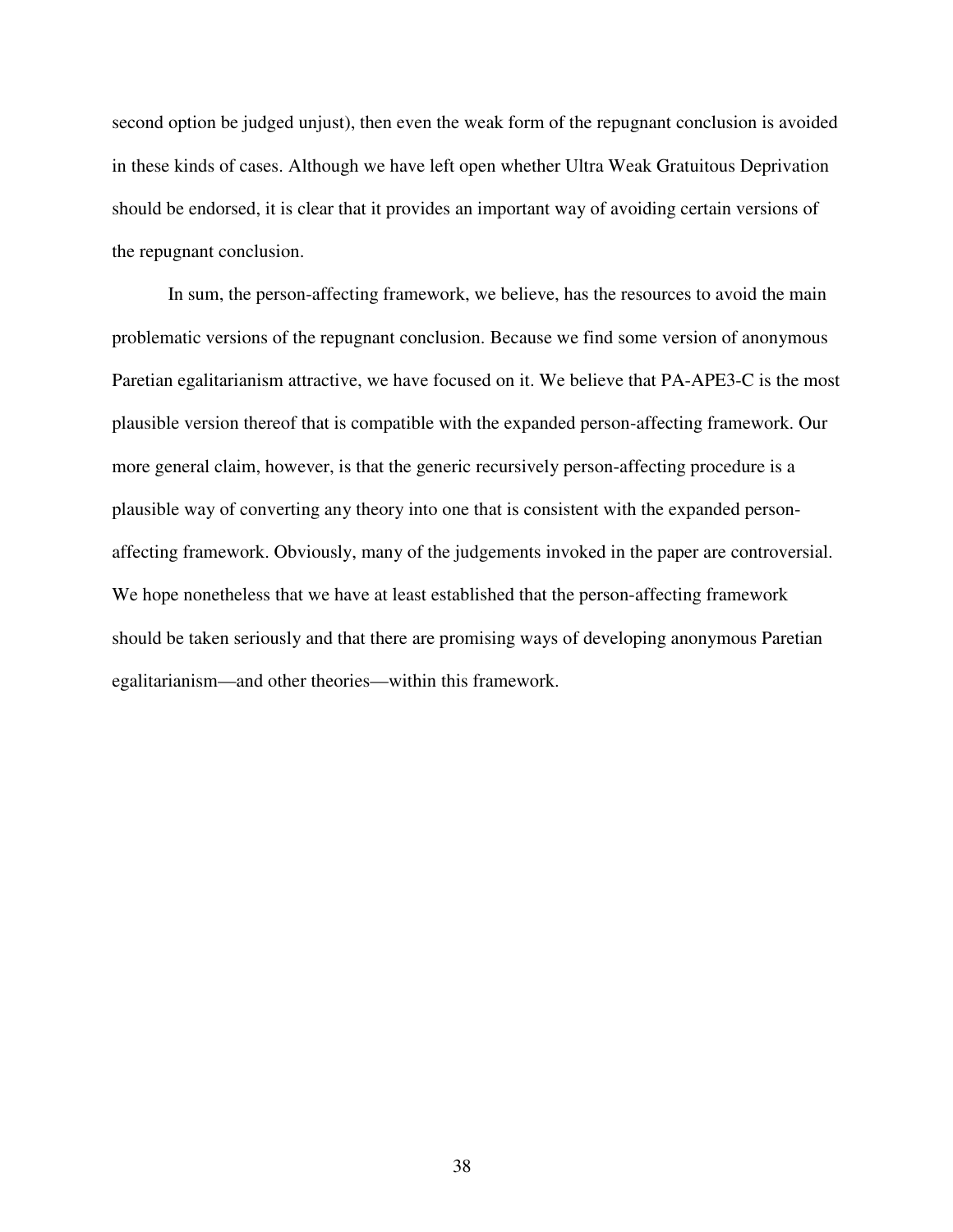second option be judged unjust), then even the weak form of the repugnant conclusion is avoided in these kinds of cases. Although we have left open whether Ultra Weak Gratuitous Deprivation should be endorsed, it is clear that it provides an important way of avoiding certain versions of the repugnant conclusion.

In sum, the person-affecting framework, we believe, has the resources to avoid the main problematic versions of the repugnant conclusion. Because we find some version of anonymous Paretian egalitarianism attractive, we have focused on it. We believe that PA-APE3-C is the most plausible version thereof that is compatible with the expanded person-affecting framework. Our more general claim, however, is that the generic recursively person-affecting procedure is a plausible way of converting any theory into one that is consistent with the expanded person-affecting framework. Obviously, many of the judgements invoked in the paper are controversial. We hope nonetheless that we have at least established that the person-affecting framework should be taken seriously and that there are promising ways of developing anonymous Paretian egalitarianism—and other theories—within this framework.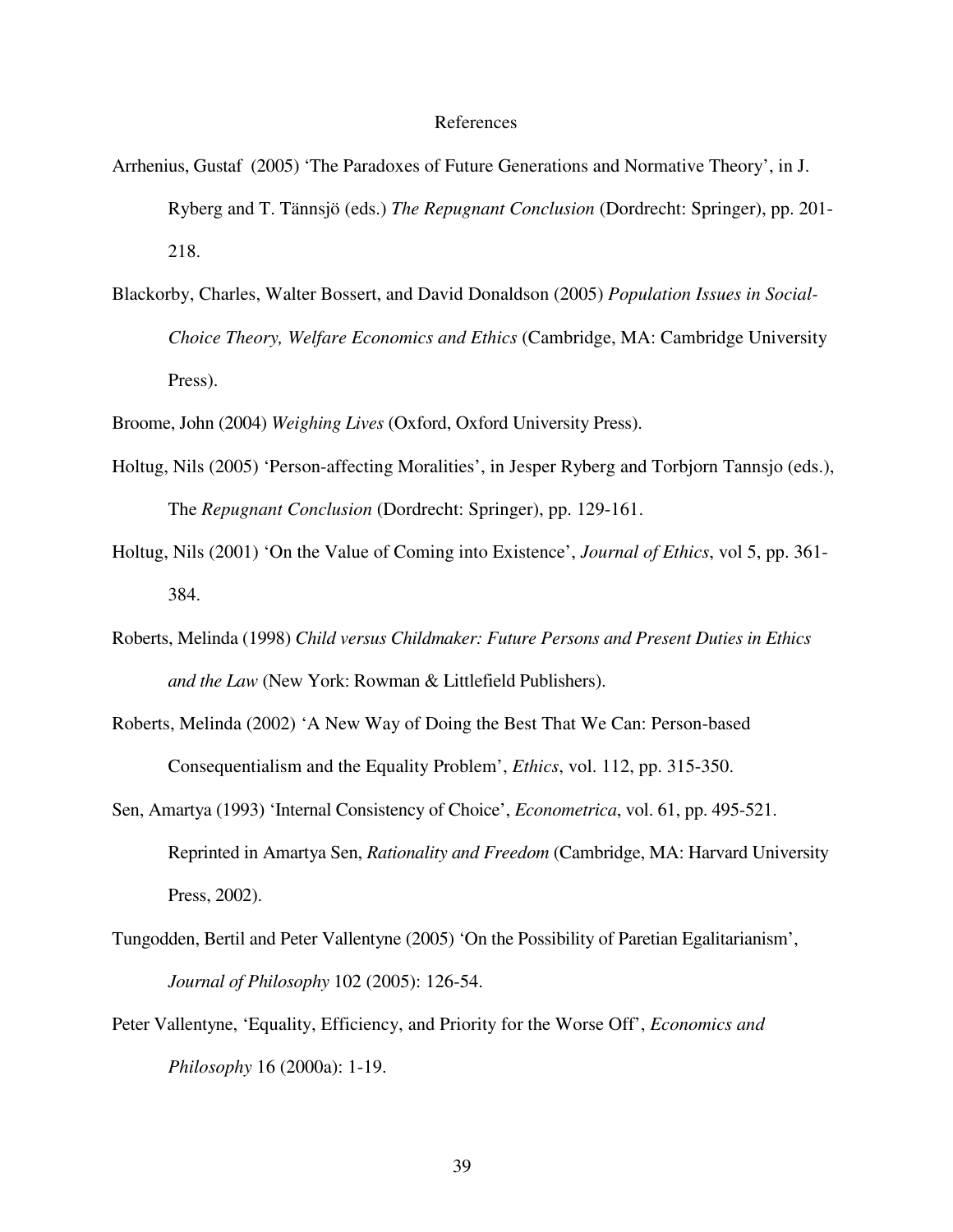# References

Arrhenius, Gustaf (2005) 'The Paradoxes of Future Generations and Normative Theory', in J. Ryberg and T. Tännsjö (eds.) *The Repugnant Conclusion* (Dordrecht: Springer), pp. 201-218.

Blackorby, Charles, Walter Bossert, and David Donaldson (2005) *Population Issues in Social-Choice Theory, Welfare Economics and Ethics* (Cambridge, MA: Cambridge University Press).

Broome, John (2004) *Weighing Lives* (Oxford, Oxford University Press).

Holtug, Nils (2005) 'Person-affecting Moralities', in Jesper Ryberg and Torbjorn Tannsjo (eds.), The *Repugnant Conclusion* (Dordrecht: Springer), pp. 129-161.

Holtug, Nils (2001) 'On the Value of Coming into Existence', *Journal of Ethics*, vol 5, pp. 361-384.

Roberts, Melinda (1998) *Child versus Childmaker: Future Persons and Present Duties in Ethics and the Law* (New York: Rowman & Littlefield Publishers).

Roberts, Melinda (2002) 'A New Way of Doing the Best That We Can: Person-based Consequentialism and the Equality Problem', *Ethics*, vol. 112, pp. 315-350.

Sen, Amartya (1993) 'Internal Consistency of Choice', *Econometrica*, vol. 61, pp. 495-521. Reprinted in Amartya Sen, *Rationality and Freedom* (Cambridge, MA: Harvard University Press, 2002).

Tungodden, Bertil and Peter Vallentyne (2005) 'On the Possibility of Paretian Egalitarianism', *Journal of Philosophy* 102 (2005): 126-54.

Peter Vallentyne, 'Equality, Efficiency, and Priority for the Worse Off', *Economics and Philosophy* 16 (2000a): 1-19.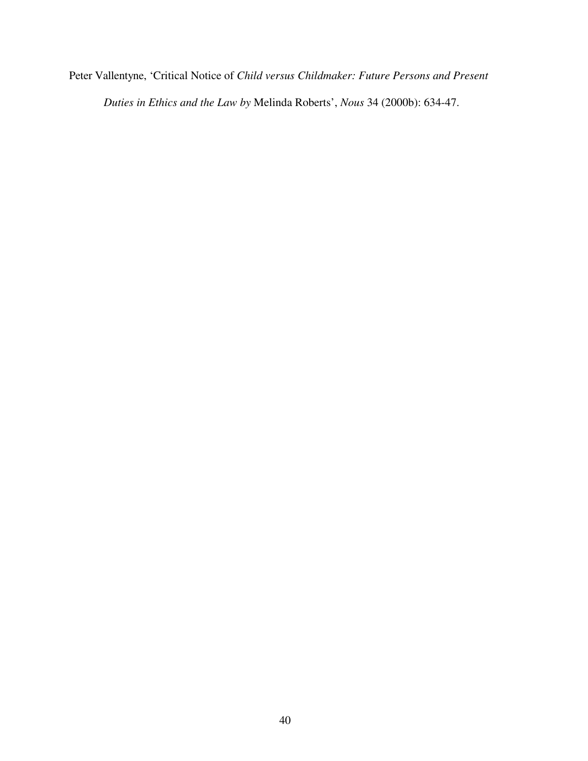Peter Vallentyne, 'Critical Notice of *Child versus Childmaker: Future Persons and Present Duties in Ethics and the Law by* Melinda Roberts', *Nous* 34 (2000b): 634-47.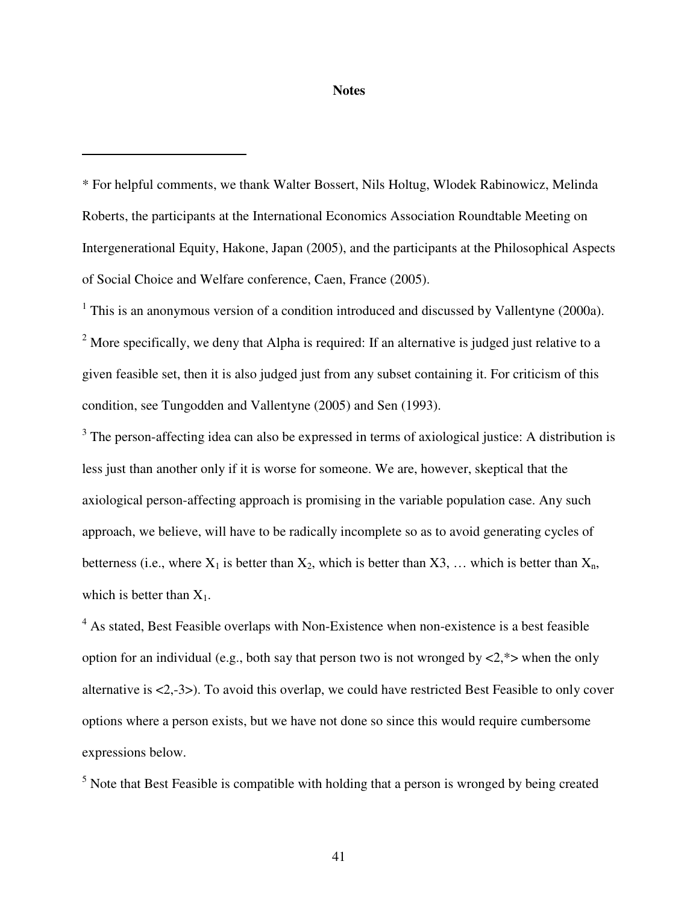**Notes**

---

\* For helpful comments, we thank Walter Bossert, Nils Holtug, Wlodek Rabinowicz, Melinda Roberts, the participants at the International Economics Association Roundtable Meeting on Intergenerational Equity, Hakone, Japan (2005), and the participants at the Philosophical Aspects of Social Choice and Welfare conference, Caen, France (2005).

[1] This is an anonymous version of a condition introduced and discussed by Vallentyne (2000a).

[2] More specifically, we deny that Alpha is required: If an alternative is judged just relative to a given feasible set, then it is also judged just from any subset containing it. For criticism of this condition, see Tungodden and Vallentyne (2005) and Sen (1993).

[3] The person-affecting idea can also be expressed in terms of axiological justice: A distribution is less just than another only if it is worse for someone. We are, however, skeptical that the axiological person-affecting approach is promising in the variable population case. Any such approach, we believe, will have to be radically incomplete so as to avoid generating cycles of betterness (i.e., where $X_1$ is better than $X_2$, which is better than X3, … which is better than $X_n$, which is better than $X_1$.

[4] As stated, Best Feasible overlaps with Non-Existence when non-existence is a best feasible option for an individual (e.g., both say that person two is not wronged by <2,*> when the only alternative is <2,-3>). To avoid this overlap, we could have restricted Best Feasible to only cover options where a person exists, but we have not done so since this would require cumbersome expressions below.

[5] Note that Best Feasible is compatible with holding that a person is wronged by being created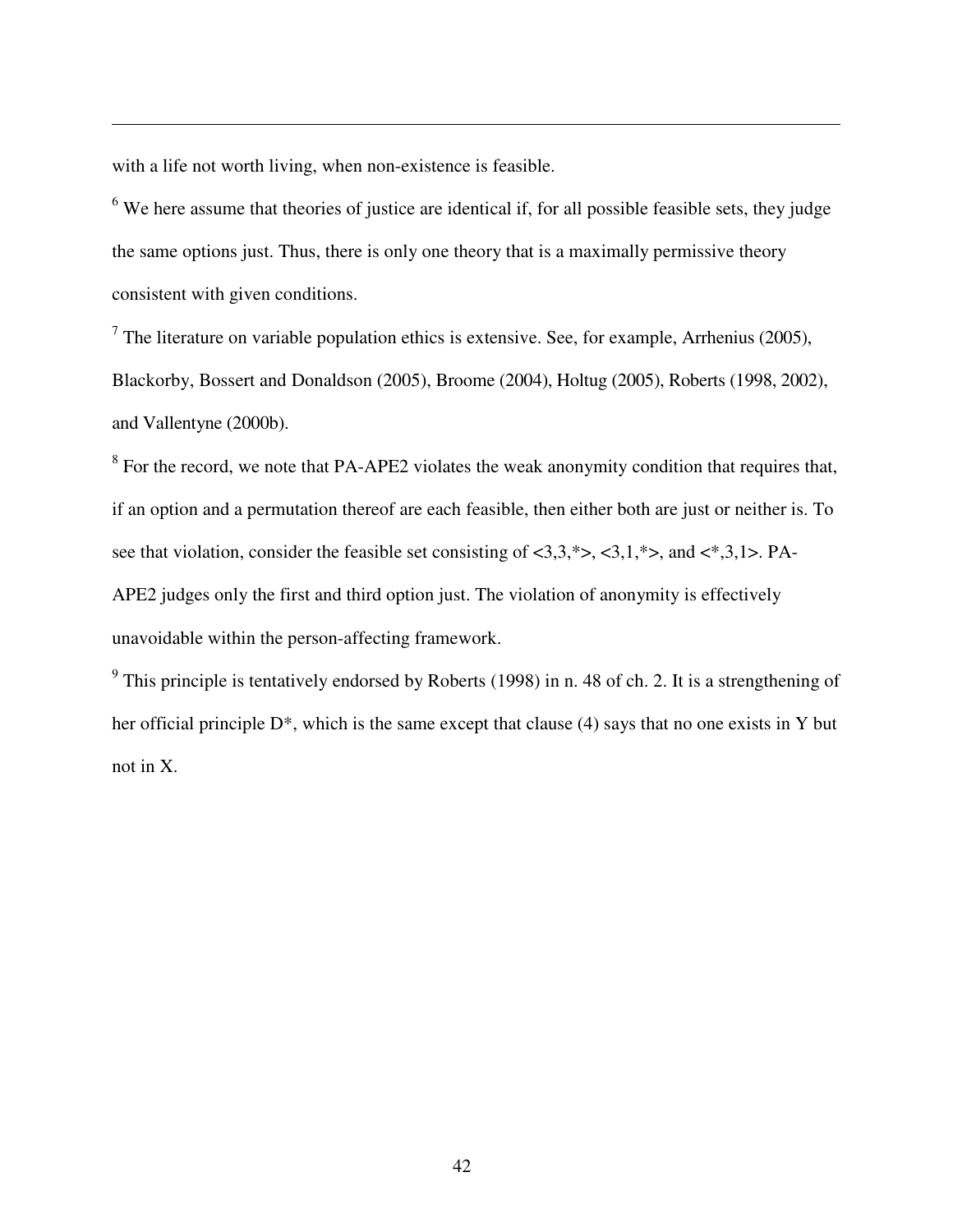with a life not worth living, when non-existence is feasible.

[6] We here assume that theories of justice are identical if, for all possible feasible sets, they judge the same options just. Thus, there is only one theory that is a maximally permissive theory consistent with given conditions.

[7] The literature on variable population ethics is extensive. See, for example, Arrhenius (2005), Blackorby, Bossert and Donaldson (2005), Broome (2004), Holtug (2005), Roberts (1998, 2002), and Vallentyne (2000b).

[8] For the record, we note that PA-APE2 violates the weak anonymity condition that requires that, if an option and a permutation thereof are each feasible, then either both are just or neither is. To see that violation, consider the feasible set consisting of <3,3,*>, <3,1,*>, and <*,3,1>. PA-APE2 judges only the first and third option just. The violation of anonymity is effectively unavoidable within the person-affecting framework.

[9] This principle is tentatively endorsed by Roberts (1998) in n. 48 of ch. 2. It is a strengthening of her official principle D*, which is the same except that clause (4) says that no one exists in Y but not in X.